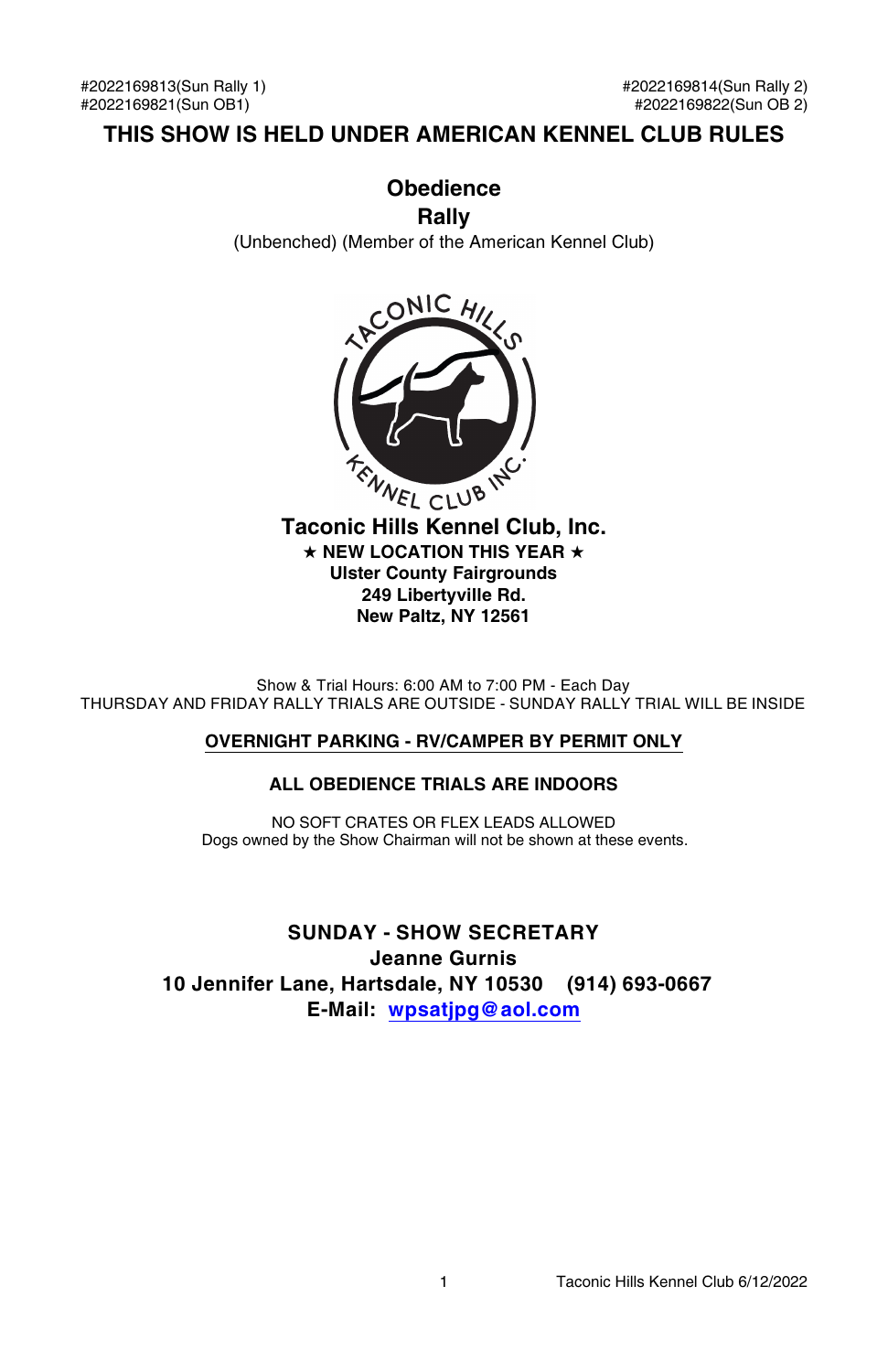#2022169813(Sun Rally 1)
#2022169821(Sun OB1)

#2022169814(Sun Rally 2)
#2022169822(Sun OB 2)

# THIS SHOW IS HELD UNDER AMERICAN KENNEL CLUB RULES

## Obedience
## Rally

(Unbenched) (Member of the American Kennel Club)

## Taconic Hills Kennel Club, Inc.

**★ NEW LOCATION THIS YEAR ★**
**Ulster County Fairgrounds**
**249 Libertyville Rd.**
**New Paltz, NY 12561**

Show & Trial Hours: 6:00 AM to 7:00 PM - Each Day
THURSDAY AND FRIDAY RALLY TRIALS ARE OUTSIDE - SUNDAY RALLY TRIAL WILL BE INSIDE

**OVERNIGHT PARKING - RV/CAMPER BY PERMIT ONLY**

**ALL OBEDIENCE TRIALS ARE INDOORS**

NO SOFT CRATES OR FLEX LEADS ALLOWED
Dogs owned by the Show Chairman will not be shown at these events.

**SUNDAY - SHOW SECRETARY**
**Jeanne Gurnis**
**10 Jennifer Lane, Hartsdale, NY 10530 (914) 693-0667**
**E-Mail: wpsatjpg@aol.com**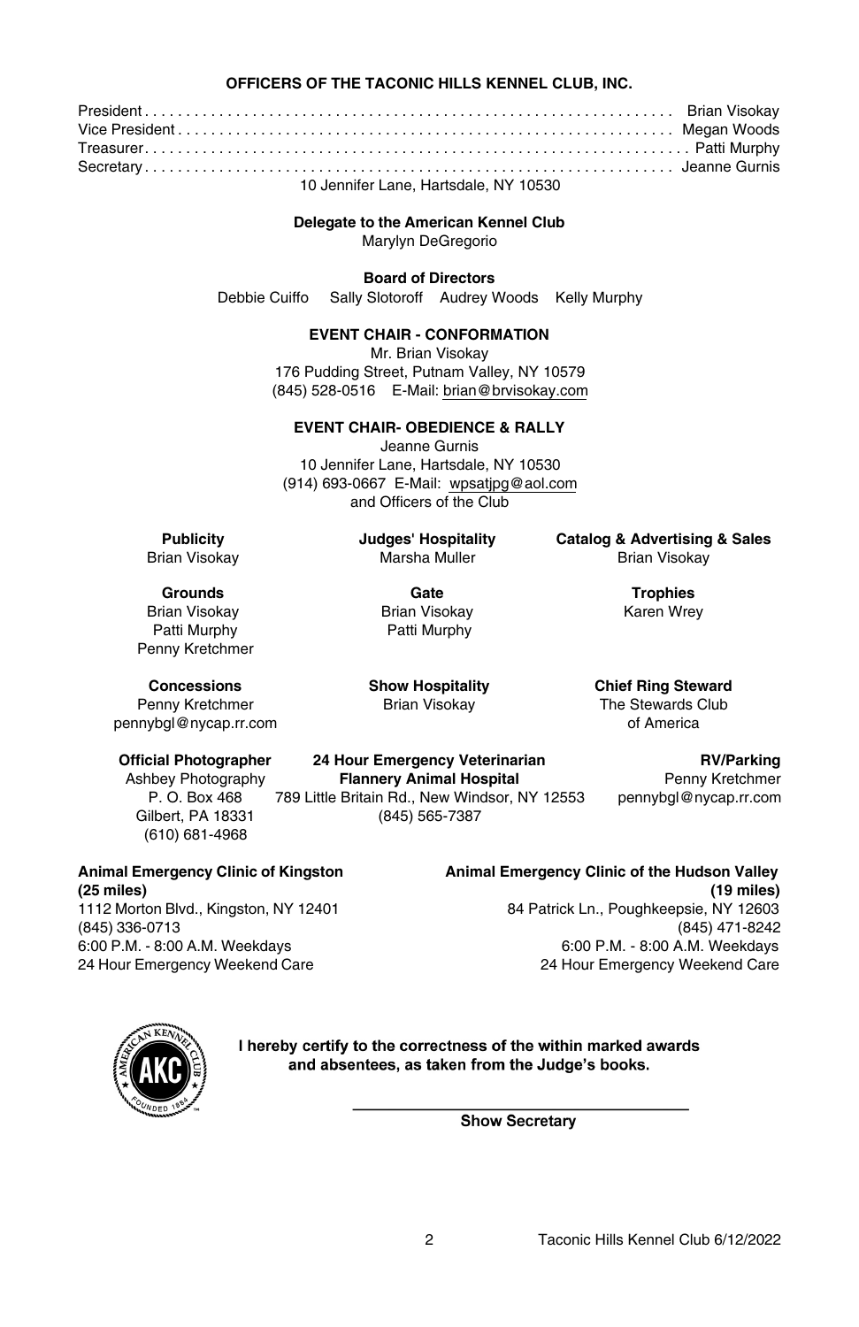## OFFICERS OF THE TACONIC HILLS KENNEL CLUB, INC.

President . . . . . . . . . . . . . . . . . . . . . . . . . . . . . . . . . . . . . . . . . . . . . . . . . . . . . . . . . . . . . Brian Visokay
Vice President . . . . . . . . . . . . . . . . . . . . . . . . . . . . . . . . . . . . . . . . . . . . . . . . . . . . . . . . . . . Megan Woods
Treasurer . . . . . . . . . . . . . . . . . . . . . . . . . . . . . . . . . . . . . . . . . . . . . . . . . . . . . . . . . . . . . . . . Patti Murphy
Secretary . . . . . . . . . . . . . . . . . . . . . . . . . . . . . . . . . . . . . . . . . . . . . . . . . . . . . . . . . . . . . . . Jeanne Gurnis
10 Jennifer Lane, Hartsdale, NY 10530

**Delegate to the American Kennel Club**
Marylyn DeGregorio

**Board of Directors**
Debbie Cuiffo    Sally Slotoroff    Audrey Woods    Kelly Murphy

**EVENT CHAIR - CONFORMATION**
Mr. Brian Visokay
176 Pudding Street, Putnam Valley, NY 10579
(845) 528-0516    E-Mail: brian@brvisokay.com

**EVENT CHAIR- OBEDIENCE & RALLY**
Jeanne Gurnis
10 Jennifer Lane, Hartsdale, NY 10530
(914) 693-0667  E-Mail: wpsatjpg@aol.com
and Officers of the Club

**Publicity**
Brian Visokay

**Judges' Hospitality**
Marsha Muller

**Catalog & Advertising & Sales**
Brian Visokay

**Grounds**
Brian Visokay
Patti Murphy
Penny Kretchmer

**Gate**
Brian Visokay
Patti Murphy

**Trophies**
Karen Wrey

**Concessions**
Penny Kretchmer
pennybgl@nycap.rr.com

**Show Hospitality**
Brian Visokay

**Chief Ring Steward**
The Stewards Club
of America

**Official Photographer**
Ashbey Photography
P. O. Box 468
Gilbert, PA 18331
(610) 681-4968

**24 Hour Emergency Veterinarian**
**Flannery Animal Hospital**
789 Little Britain Rd., New Windsor, NY 12553
(845) 565-7387

**RV/Parking**
Penny Kretchmer
pennybgl@nycap.rr.com

**Animal Emergency Clinic of Kingston**
**(25 miles)**
1112 Morton Blvd., Kingston, NY 12401
(845) 336-0713
6:00 P.M. - 8:00 A.M. Weekdays
24 Hour Emergency Weekend Care

**Animal Emergency Clinic of the Hudson Valley**
**(19 miles)**
84 Patrick Ln., Poughkeepsie, NY 12603
(845) 471-8242
6:00 P.M. - 8:00 A.M. Weekdays
24 Hour Emergency Weekend Care

**I hereby certify to the correctness of the within marked awards and absentees, as taken from the Judge's books.**

\_\_\_\_\_\_\_\_\_\_\_\_\_\_\_\_\_\_\_\_\_\_\_\_\_\_\_\_\_\_\_\_\_\_\_\_
**Show Secretary**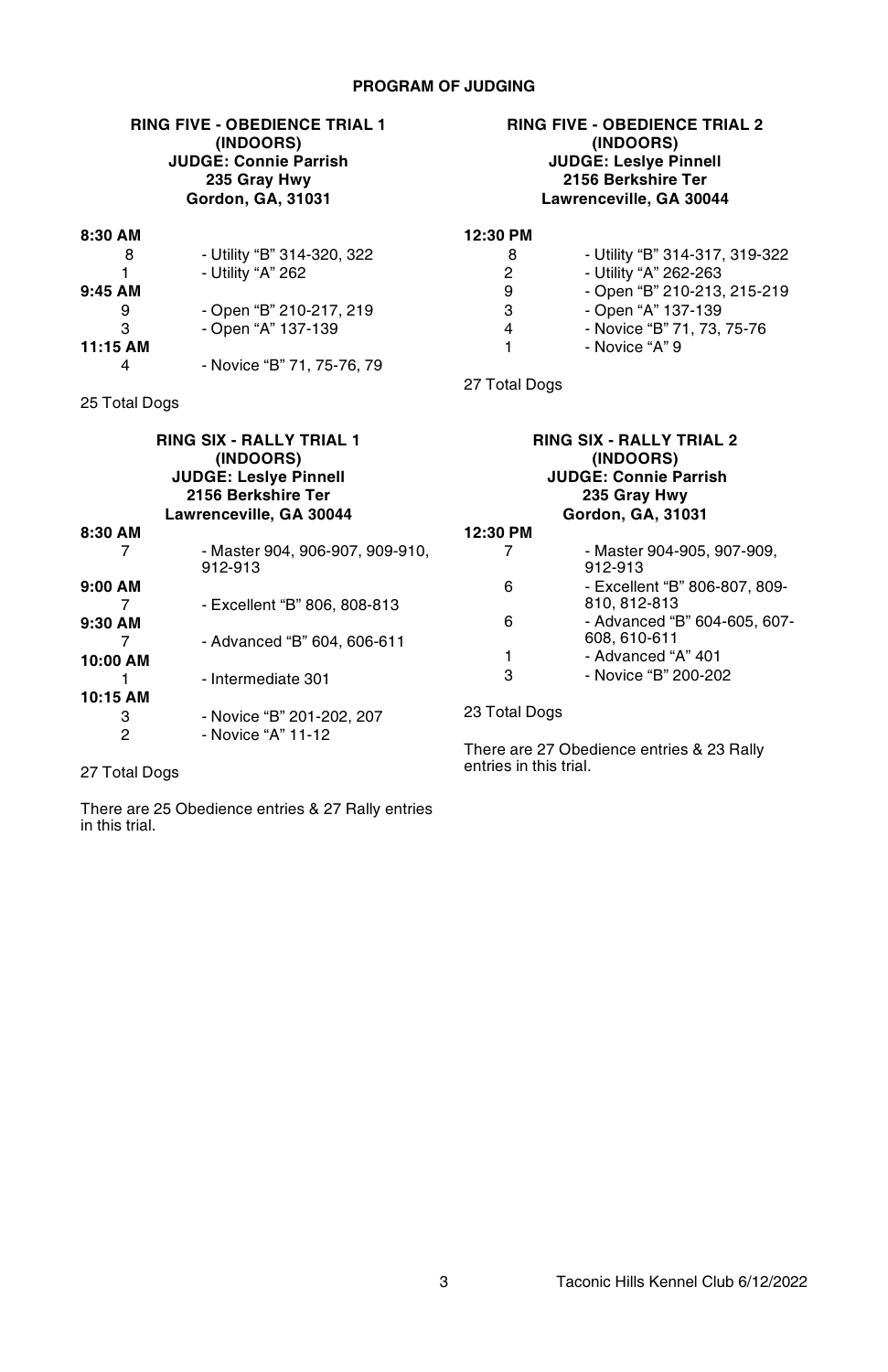# PROGRAM OF JUDGING

## RING FIVE - OBEDIENCE TRIAL 1

**(INDOORS)**
**JUDGE: Connie Parrish**
**235 Gray Hwy**
**Gordon, GA, 31031**

**8:30 AM**

| | |
|---|---|
| 8 | - Utility "B" 314-320, 322 |
| 1 | - Utility "A" 262 |

**9:45 AM**

| | |
|---|---|
| 9 | - Open "B" 210-217, 219 |
| 3 | - Open "A" 137-139 |

**11:15 AM**

| | |
|---|---|
| 4 | - Novice "B" 71, 75-76, 79 |

25 Total Dogs

## RING SIX - RALLY TRIAL 1

**(INDOORS)**
**JUDGE: Leslye Pinnell**
**2156 Berkshire Ter**
**Lawrenceville, GA 30044**

**8:30 AM**

| | |
|---|---|
| 7 | - Master 904, 906-907, 909-910, 912-913 |

**9:00 AM**

| | |
|---|---|
| 7 | - Excellent "B" 806, 808-813 |

**9:30 AM**

| | |
|---|---|
| 7 | - Advanced "B" 604, 606-611 |

**10:00 AM**

| | |
|---|---|
| 1 | - Intermediate 301 |

**10:15 AM**

| | |
|---|---|
| 3 | - Novice "B" 201-202, 207 |
| 2 | - Novice "A" 11-12 |

27 Total Dogs

There are 25 Obedience entries & 27 Rally entries in this trial.

## RING FIVE - OBEDIENCE TRIAL 2

**(INDOORS)**
**JUDGE: Leslye Pinnell**
**2156 Berkshire Ter**
**Lawrenceville, GA 30044**

**12:30 PM**

| | |
|---|---|
| 8 | - Utility "B" 314-317, 319-322 |
| 2 | - Utility "A" 262-263 |
| 9 | - Open "B" 210-213, 215-219 |
| 3 | - Open "A" 137-139 |
| 4 | - Novice "B" 71, 73, 75-76 |
| 1 | - Novice "A" 9 |

27 Total Dogs

## RING SIX - RALLY TRIAL 2

**(INDOORS)**
**JUDGE: Connie Parrish**
**235 Gray Hwy**
**Gordon, GA, 31031**

**12:30 PM**

| | |
|---|---|
| 7 | - Master 904-905, 907-909, 912-913 |
| 6 | - Excellent "B" 806-807, 809-810, 812-813 |
| 6 | - Advanced "B" 604-605, 607-608, 610-611 |
| 1 | - Advanced "A" 401 |
| 3 | - Novice "B" 200-202 |

23 Total Dogs

There are 27 Obedience entries & 23 Rally entries in this trial.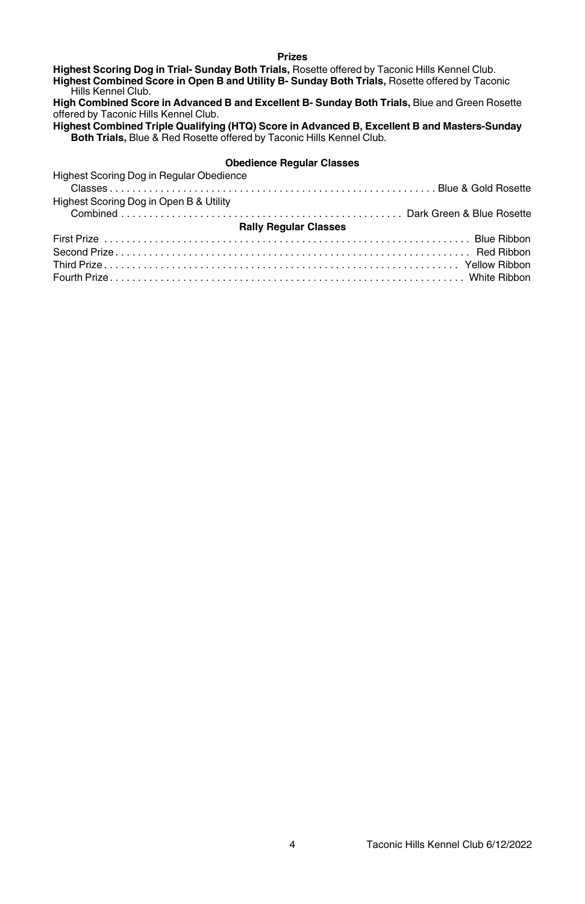## Prizes

**Highest Scoring Dog in Trial- Sunday Both Trials,** Rosette offered by Taconic Hills Kennel Club.

**Highest Combined Score in Open B and Utility B- Sunday Both Trials,** Rosette offered by Taconic Hills Kennel Club.

**High Combined Score in Advanced B and Excellent B- Sunday Both Trials,** Blue and Green Rosette offered by Taconic Hills Kennel Club.

**Highest Combined Triple Qualifying (HTQ) Score in Advanced B, Excellent B and Masters-Sunday Both Trials,** Blue & Red Rosette offered by Taconic Hills Kennel Club.

### Obedience Regular Classes

Highest Scoring Dog in Regular Obedience Classes . . . . . . . . . . Blue & Gold Rosette

Highest Scoring Dog in Open B & Utility Combined . . . . . . . . . . Dark Green & Blue Rosette

### Rally Regular Classes

First Prize . . . . . . . . . . Blue Ribbon

Second Prize . . . . . . . . . . Red Ribbon

Third Prize . . . . . . . . . . Yellow Ribbon

Fourth Prize . . . . . . . . . . White Ribbon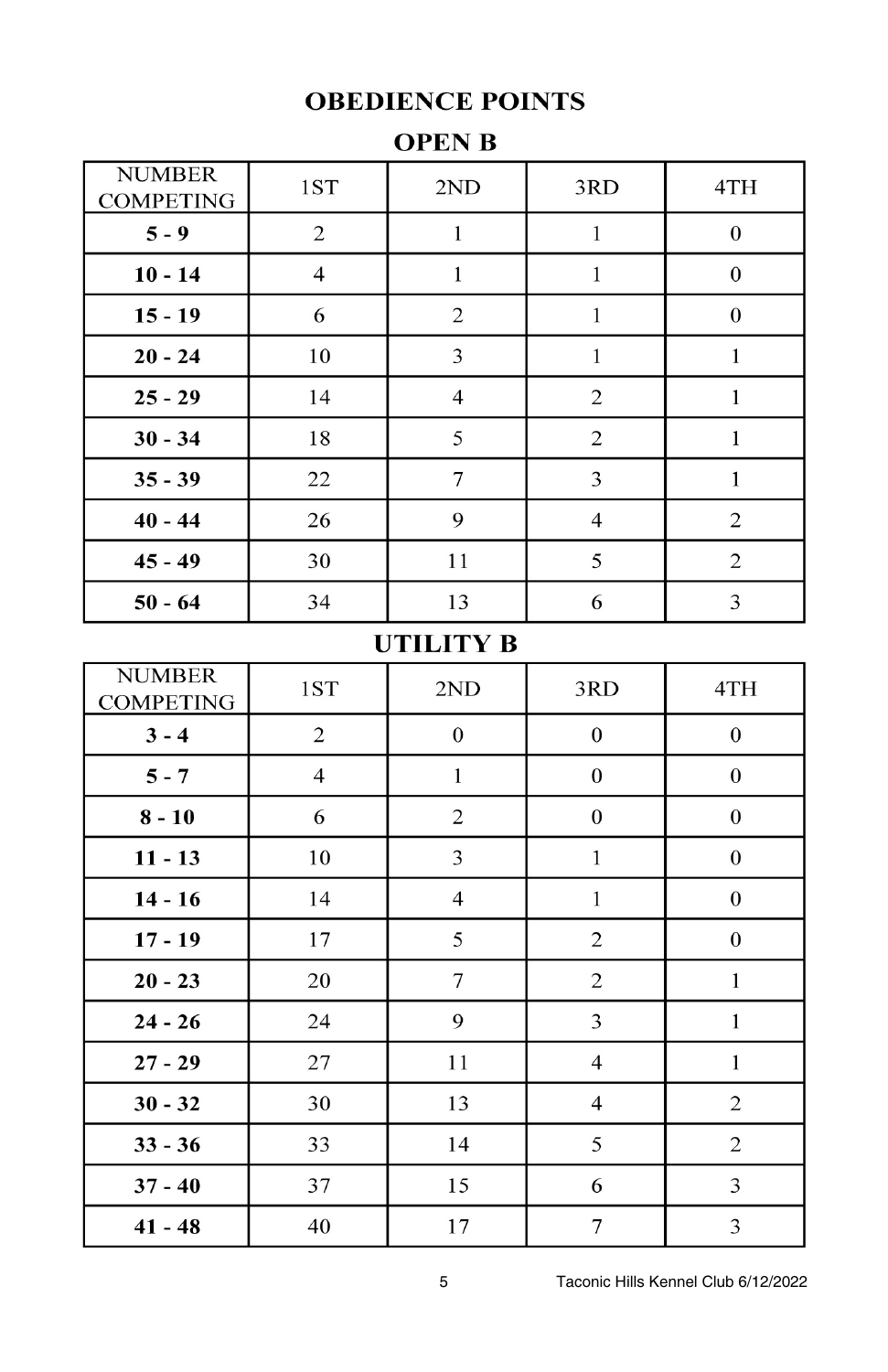# OBEDIENCE POINTS

## OPEN B

| NUMBER COMPETING | 1ST | 2ND | 3RD | 4TH |
|---|---|---|---|---|
| **5 - 9** | 2 | 1 | 1 | 0 |
| **10 - 14** | 4 | 1 | 1 | 0 |
| **15 - 19** | 6 | 2 | 1 | 0 |
| **20 - 24** | 10 | 3 | 1 | 1 |
| **25 - 29** | 14 | 4 | 2 | 1 |
| **30 - 34** | 18 | 5 | 2 | 1 |
| **35 - 39** | 22 | 7 | 3 | 1 |
| **40 - 44** | 26 | 9 | 4 | 2 |
| **45 - 49** | 30 | 11 | 5 | 2 |
| **50 - 64** | 34 | 13 | 6 | 3 |

## UTILITY B

| NUMBER COMPETING | 1ST | 2ND | 3RD | 4TH |
|---|---|---|---|---|
| **3 - 4** | 2 | 0 | 0 | 0 |
| **5 - 7** | 4 | 1 | 0 | 0 |
| **8 - 10** | 6 | 2 | 0 | 0 |
| **11 - 13** | 10 | 3 | 1 | 0 |
| **14 - 16** | 14 | 4 | 1 | 0 |
| **17 - 19** | 17 | 5 | 2 | 0 |
| **20 - 23** | 20 | 7 | 2 | 1 |
| **24 - 26** | 24 | 9 | 3 | 1 |
| **27 - 29** | 27 | 11 | 4 | 1 |
| **30 - 32** | 30 | 13 | 4 | 2 |
| **33 - 36** | 33 | 14 | 5 | 2 |
| **37 - 40** | 37 | 15 | 6 | 3 |
| **41 - 48** | 40 | 17 | 7 | 3 |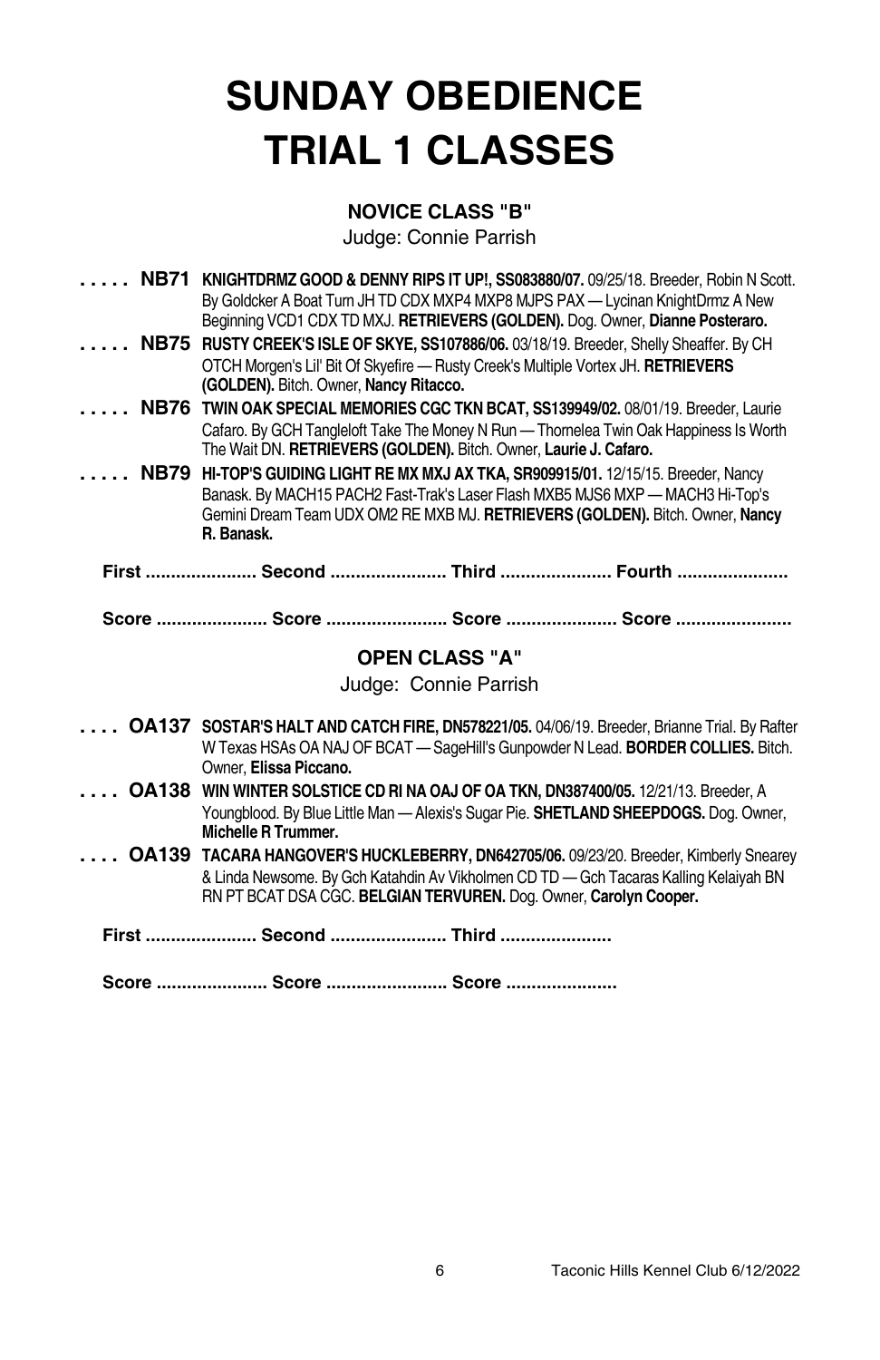# SUNDAY OBEDIENCE TRIAL 1 CLASSES

### NOVICE CLASS "B"

Judge: Connie Parrish

. . . . . **NB71** **KNIGHTDRMZ GOOD & DENNY RIPS IT UP!, SS083880/07.** 09/25/18. Breeder, Robin N Scott. By Goldcker A Boat Turn JH TD CDX MXP4 MXP8 MJPS PAX — Lycinan KnightDrmz A New Beginning VCD1 CDX TD MXJ. **RETRIEVERS (GOLDEN).** Dog. Owner, **Dianne Posteraro.**

. . . . . **NB75** **RUSTY CREEK'S ISLE OF SKYE, SS107886/06.** 03/18/19. Breeder, Shelly Sheaffer. By CH OTCH Morgen's Lil' Bit Of Skyefire — Rusty Creek's Multiple Vortex JH. **RETRIEVERS (GOLDEN).** Bitch. Owner, **Nancy Ritacco.**

. . . . . **NB76** **TWIN OAK SPECIAL MEMORIES CGC TKN BCAT, SS139949/02.** 08/01/19. Breeder, Laurie Cafaro. By GCH Tangleloft Take The Money N Run — Thornelea Twin Oak Happiness Is Worth The Wait DN. **RETRIEVERS (GOLDEN).** Bitch. Owner, **Laurie J. Cafaro.**

. . . . . **NB79** **HI-TOP'S GUIDING LIGHT RE MX MXJ AX TKA, SR909915/01.** 12/15/15. Breeder, Nancy Banask. By MACH15 PACH2 Fast-Trak's Laser Flash MXB5 MJS6 MXP — MACH3 Hi-Top's Gemini Dream Team UDX OM2 RE MXB MJ. **RETRIEVERS (GOLDEN).** Bitch. Owner, **Nancy R. Banask.**

**First ...................... Second ....................... Third ...................... Fourth ......................**

**Score ...................... Score ........................ Score ...................... Score .......................**

### OPEN CLASS "A"

Judge: Connie Parrish

. . . . **OA137** **SOSTAR'S HALT AND CATCH FIRE, DN578221/05.** 04/06/19. Breeder, Brianne Trial. By Rafter W Texas HSAs OA NAJ OF BCAT — SageHill's Gunpowder N Lead. **BORDER COLLIES.** Bitch. Owner, **Elissa Piccano.**

. . . . **OA138** **WIN WINTER SOLSTICE CD RI NA OAJ OF OA TKN, DN387400/05.** 12/21/13. Breeder, A Youngblood. By Blue Little Man — Alexis's Sugar Pie. **SHETLAND SHEEPDOGS.** Dog. Owner, **Michelle R Trummer.**

. . . . **OA139** **TACARA HANGOVER'S HUCKLEBERRY, DN642705/06.** 09/23/20. Breeder, Kimberly Snearey & Linda Newsome. By Gch Katahdin Av Vikholmen CD TD — Gch Tacaras Kalling Kelaiyah BN RN PT BCAT DSA CGC. **BELGIAN TERVUREN.** Dog. Owner, **Carolyn Cooper.**

**First ...................... Second ....................... Third ......................**

**Score ...................... Score ........................ Score ......................**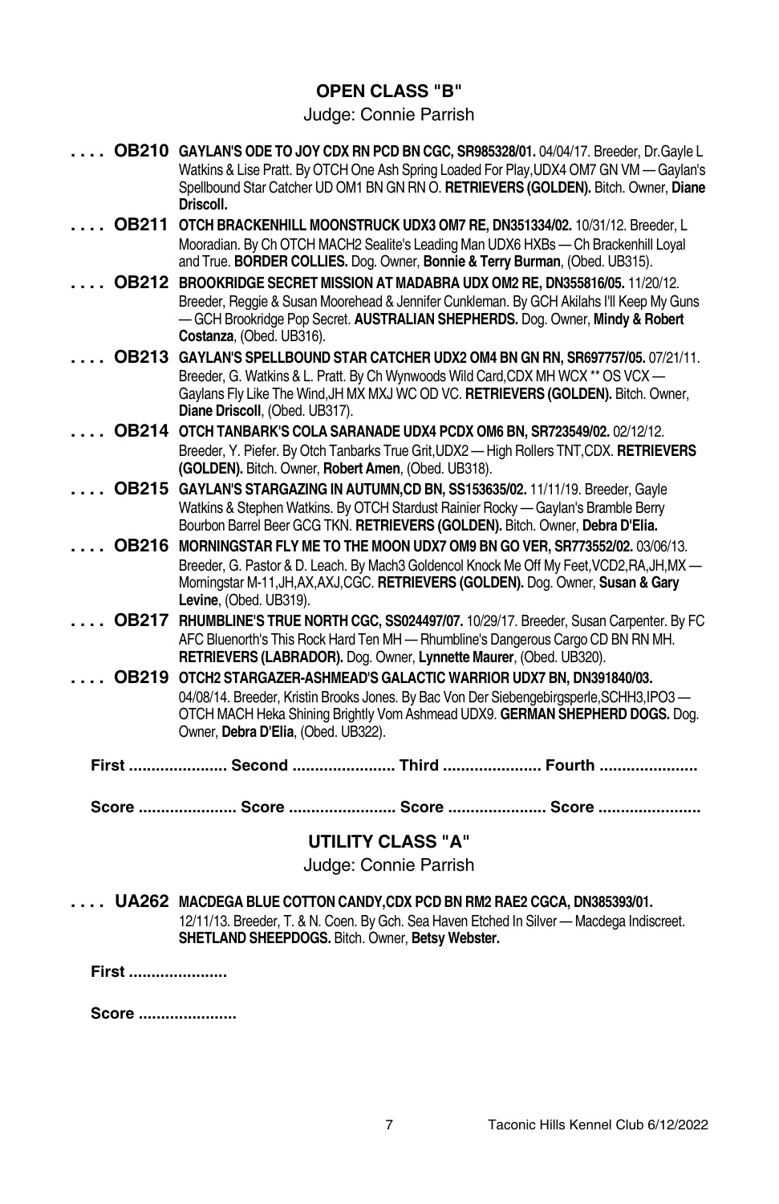## OPEN CLASS "B"

Judge: Connie Parrish

. . . . **OB210** **GAYLAN'S ODE TO JOY CDX RN PCD BN CGC, SR985328/01.** 04/04/17. Breeder, Dr.Gayle L Watkins & Lise Pratt. By OTCH One Ash Spring Loaded For Play,UDX4 OM7 GN VM — Gaylan's Spellbound Star Catcher UD OM1 BN GN RN O. **RETRIEVERS (GOLDEN).** Bitch. Owner, **Diane Driscoll.**

. . . . **OB211** **OTCH BRACKENHILL MOONSTRUCK UDX3 OM7 RE, DN351334/02.** 10/31/12. Breeder, L Mooradian. By Ch OTCH MACH2 Sealite's Leading Man UDX6 HXBs — Ch Brackenhill Loyal and True. **BORDER COLLIES.** Dog. Owner, **Bonnie & Terry Burman**, (Obed. UB315).

. . . . **OB212** **BROOKRIDGE SECRET MISSION AT MADABRA UDX OM2 RE, DN355816/05.** 11/20/12. Breeder, Reggie & Susan Moorehead & Jennifer Cunkleman. By GCH Akilahs I'll Keep My Guns — GCH Brookridge Pop Secret. **AUSTRALIAN SHEPHERDS.** Dog. Owner, **Mindy & Robert Costanza**, (Obed. UB316).

. . . . **OB213** **GAYLAN'S SPELLBOUND STAR CATCHER UDX2 OM4 BN GN RN, SR697757/05.** 07/21/11. Breeder, G. Watkins & L. Pratt. By Ch Wynwoods Wild Card,CDX MH WCX ** OS VCX — Gaylans Fly Like The Wind,JH MX MXJ WC OD VC. **RETRIEVERS (GOLDEN).** Bitch. Owner, **Diane Driscoll**, (Obed. UB317).

. . . . **OB214** **OTCH TANBARK'S COLA SARANADE UDX4 PCDX OM6 BN, SR723549/02.** 02/12/12. Breeder, Y. Piefer. By Otch Tanbarks True Grit,UDX2 — High Rollers TNT,CDX. **RETRIEVERS (GOLDEN).** Bitch. Owner, **Robert Amen**, (Obed. UB318).

. . . . **OB215** **GAYLAN'S STARGAZING IN AUTUMN,CD BN, SS153635/02.** 11/11/19. Breeder, Gayle Watkins & Stephen Watkins. By OTCH Stardust Rainier Rocky — Gaylan's Bramble Berry Bourbon Barrel Beer GCG TKN. **RETRIEVERS (GOLDEN).** Bitch. Owner, **Debra D'Elia.**

. . . . **OB216** **MORNINGSTAR FLY ME TO THE MOON UDX7 OM9 BN GO VER, SR773552/02.** 03/06/13. Breeder, G. Pastor & D. Leach. By Mach3 Goldencol Knock Me Off My Feet,VCD2,RA,JH,MX — Morningstar M-11,JH,AX,AXJ,CGC. **RETRIEVERS (GOLDEN).** Dog. Owner, **Susan & Gary Levine**, (Obed. UB319).

. . . . **OB217** **RHUMBLINE'S TRUE NORTH CGC, SS024497/07.** 10/29/17. Breeder, Susan Carpenter. By FC AFC Bluenorth's This Rock Hard Ten MH — Rhumbline's Dangerous Cargo CD BN RN MH. **RETRIEVERS (LABRADOR).** Dog. Owner, **Lynnette Maurer**, (Obed. UB320).

. . . . **OB219** **OTCH2 STARGAZER-ASHMEAD'S GALACTIC WARRIOR UDX7 BN, DN391840/03.** 04/08/14. Breeder, Kristin Brooks Jones. By Bac Von Der Siebengebirgsperle,SCHH3,IPO3 — OTCH MACH Heka Shining Brightly Vom Ashmead UDX9. **GERMAN SHEPHERD DOGS.** Dog. Owner, **Debra D'Elia**, (Obed. UB322).

**First ...................... Second ...................... Third ...................... Fourth ......................**

**Score ...................... Score ...................... Score ...................... Score ......................**

## UTILITY CLASS "A"

Judge: Connie Parrish

. . . . **UA262** **MACDEGA BLUE COTTON CANDY,CDX PCD BN RM2 RAE2 CGCA, DN385393/01.** 12/11/13. Breeder, T. & N. Coen. By Gch. Sea Haven Etched In Silver — Macdega Indiscreet. **SHETLAND SHEEPDOGS.** Bitch. Owner, **Betsy Webster.**

**First ......................**

**Score ......................**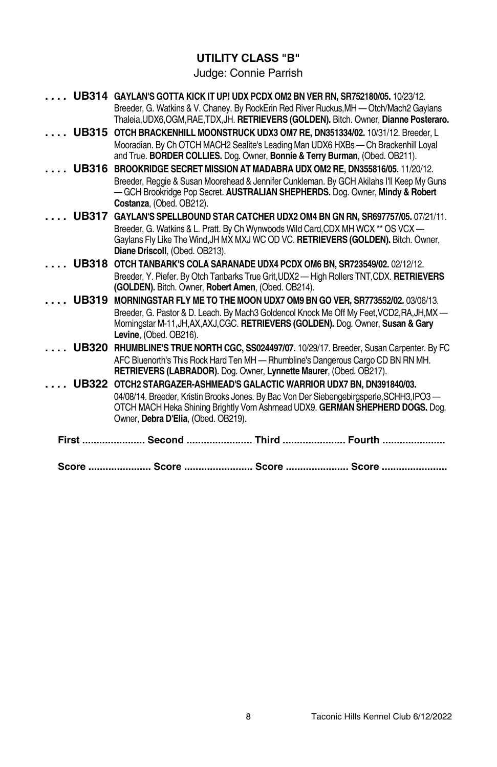## UTILITY CLASS "B"

Judge: Connie Parrish

. . . . **UB314** **GAYLAN'S GOTTA KICK IT UP! UDX PCDX OM2 BN VER RN, SR752180/05.** 10/23/12. Breeder, G. Watkins & V. Chaney. By RockErin Red River Ruckus,MH — Otch/Mach2 Gaylans Thaleia,UDX6,OGM,RAE,TDX,JH. **RETRIEVERS (GOLDEN).** Bitch. Owner, **Dianne Posteraro.**

. . . . **UB315** **OTCH BRACKENHILL MOONSTRUCK UDX3 OM7 RE, DN351334/02.** 10/31/12. Breeder, L Mooradian. By Ch OTCH MACH2 Sealite's Leading Man UDX6 HXBs — Ch Brackenhill Loyal and True. **BORDER COLLIES.** Dog. Owner, **Bonnie & Terry Burman**, (Obed. OB211).

. . . . **UB316** **BROOKRIDGE SECRET MISSION AT MADABRA UDX OM2 RE, DN355816/05.** 11/20/12. Breeder, Reggie & Susan Moorehead & Jennifer Cunkleman. By GCH Akilahs I'll Keep My Guns — GCH Brookridge Pop Secret. **AUSTRALIAN SHEPHERDS.** Dog. Owner, **Mindy & Robert Costanza**, (Obed. OB212).

. . . . **UB317** **GAYLAN'S SPELLBOUND STAR CATCHER UDX2 OM4 BN GN RN, SR697757/05.** 07/21/11. Breeder, G. Watkins & L. Pratt. By Ch Wynwoods Wild Card,CDX MH WCX ** OS VCX — Gaylans Fly Like The Wind,JH MX MXJ WC OD VC. **RETRIEVERS (GOLDEN).** Bitch. Owner, **Diane Driscoll**, (Obed. OB213).

. . . . **UB318** **OTCH TANBARK'S COLA SARANADE UDX4 PCDX OM6 BN, SR723549/02.** 02/12/12. Breeder, Y. Piefer. By Otch Tanbarks True Grit,UDX2 — High Rollers TNT,CDX. **RETRIEVERS (GOLDEN).** Bitch. Owner, **Robert Amen**, (Obed. OB214).

. . . . **UB319** **MORNINGSTAR FLY ME TO THE MOON UDX7 OM9 BN GO VER, SR773552/02.** 03/06/13. Breeder, G. Pastor & D. Leach. By Mach3 Goldencol Knock Me Off My Feet,VCD2,RA,JH,MX — Morningstar M-11,JH,AX,AXJ,CGC. **RETRIEVERS (GOLDEN).** Dog. Owner, **Susan & Gary Levine**, (Obed. OB216).

. . . . **UB320** **RHUMBLINE'S TRUE NORTH CGC, SS024497/07.** 10/29/17. Breeder, Susan Carpenter. By FC AFC Bluenorth's This Rock Hard Ten MH — Rhumbline's Dangerous Cargo CD BN RN MH. **RETRIEVERS (LABRADOR).** Dog. Owner, **Lynnette Maurer**, (Obed. OB217).

. . . . **UB322** **OTCH2 STARGAZER-ASHMEAD'S GALACTIC WARRIOR UDX7 BN, DN391840/03.** 04/08/14. Breeder, Kristin Brooks Jones. By Bac Von Der Siebengebirgsperle,SCHH3,IPO3 — OTCH MACH Heka Shining Brightly Vom Ashmead UDX9. **GERMAN SHEPHERD DOGS.** Dog. Owner, **Debra D'Elia**, (Obed. OB219).

**First ...................... Second ....................... Third ...................... Fourth ......................**

**Score ...................... Score ........................ Score ...................... Score .......................**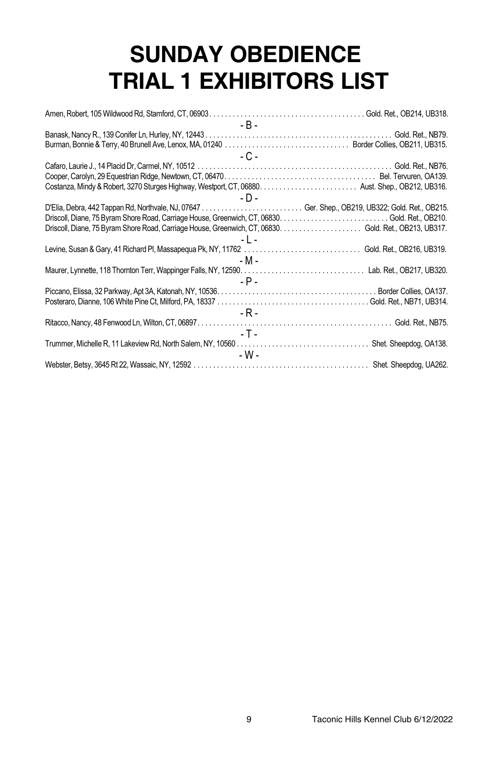# SUNDAY OBEDIENCE TRIAL 1 EXHIBITORS LIST

Amen, Robert, 105 Wildwood Rd, Stamford, CT, 06903 . . . . . . . . . . Gold. Ret., OB214, UB318.

- B -

Banask, Nancy R., 139 Conifer Ln, Hurley, NY, 12443 . . . . . . . . . . Gold. Ret., NB79.
Burman, Bonnie & Terry, 40 Brunell Ave, Lenox, MA, 01240 . . . . . . . . . . Border Collies, OB211, UB315.

- C -

Cafaro, Laurie J., 14 Placid Dr, Carmel, NY, 10512 . . . . . . . . . . Gold. Ret., NB76.
Cooper, Carolyn, 29 Equestrian Ridge, Newtown, CT, 06470 . . . . . . . . . . Bel. Tervuren, OA139.
Costanza, Mindy & Robert, 3270 Sturges Highway, Westport, CT, 06880 . . . . . . . . . . Aust. Shep., OB212, UB316.

- D -

D'Elia, Debra, 442 Tappan Rd, Northvale, NJ, 07647 . . . . . . . . . . Ger. Shep., OB219, UB322; Gold. Ret., OB215.
Driscoll, Diane, 75 Byram Shore Road, Carriage House, Greenwich, CT, 06830 . . . . . . . . . . Gold. Ret., OB210.
Driscoll, Diane, 75 Byram Shore Road, Carriage House, Greenwich, CT, 06830 . . . . . . . . . . Gold. Ret., OB213, UB317.

- L -

Levine, Susan & Gary, 41 Richard Pl, Massapequa Pk, NY, 11762 . . . . . . . . . . Gold. Ret., OB216, UB319.

- M -

Maurer, Lynnette, 118 Thornton Terr, Wappinger Falls, NY, 12590 . . . . . . . . . . Lab. Ret., OB217, UB320.

- P -

Piccano, Elissa, 32 Parkway, Apt 3A, Katonah, NY, 10536 . . . . . . . . . . Border Collies, OA137.
Posteraro, Dianne, 106 White Pine Ct, Milford, PA, 18337 . . . . . . . . . . Gold. Ret., NB71, UB314.

- R -

Ritacco, Nancy, 48 Fenwood Ln, Wilton, CT, 06897 . . . . . . . . . . Gold. Ret., NB75.

- T -

Trummer, Michelle R, 11 Lakeview Rd, North Salem, NY, 10560 . . . . . . . . . . Shet. Sheepdog, OA138.

- W -

Webster, Betsy, 3645 Rt 22, Wassaic, NY, 12592 . . . . . . . . . . Shet. Sheepdog, UA262.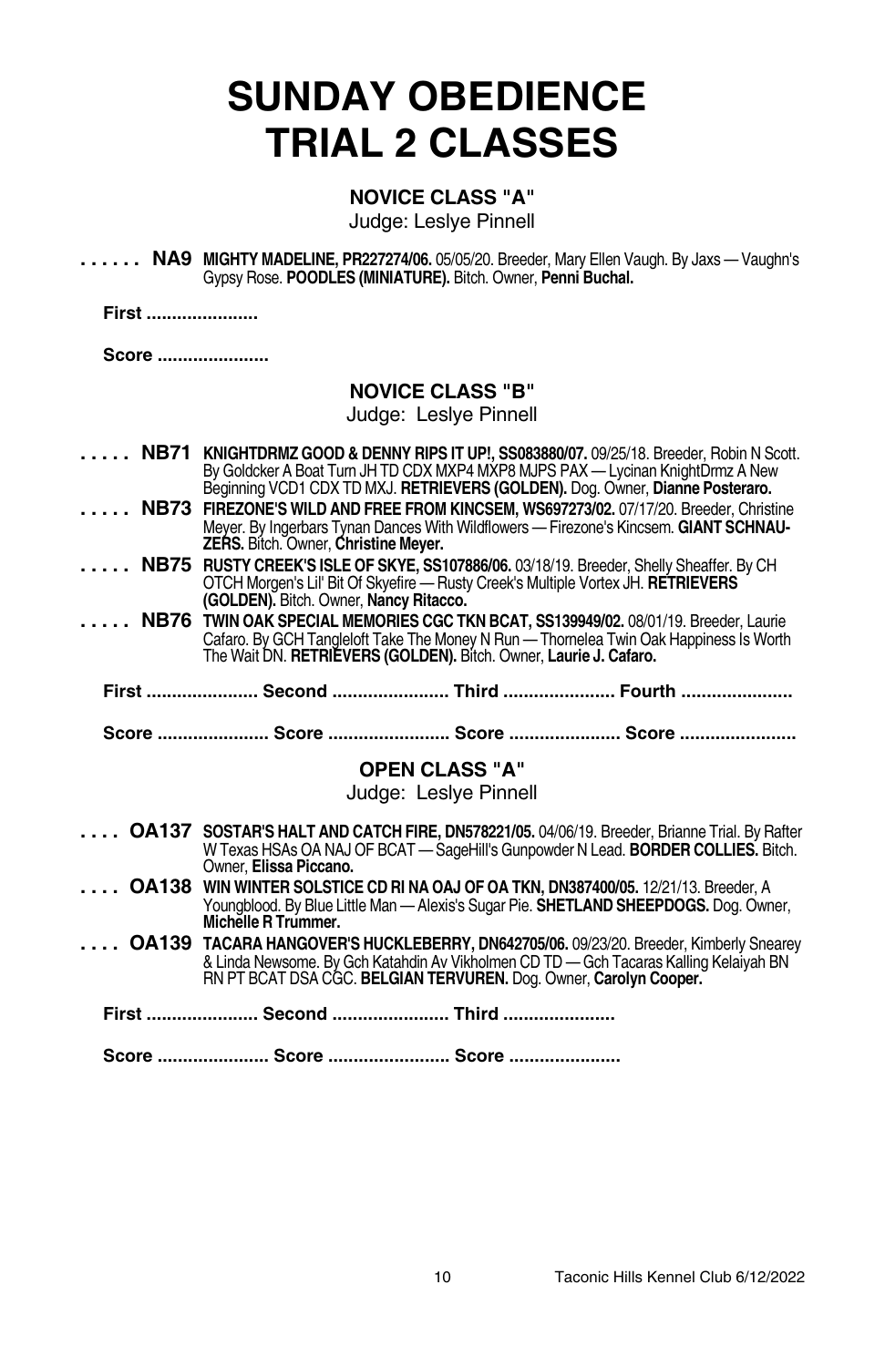# SUNDAY OBEDIENCE TRIAL 2 CLASSES

### NOVICE CLASS "A"

Judge: Leslye Pinnell

. . . . . . **NA9** **MIGHTY MADELINE, PR227274/06.** 05/05/20. Breeder, Mary Ellen Vaugh. By Jaxs — Vaughn's Gypsy Rose. **POODLES (MINIATURE).** Bitch. Owner, **Penni Buchal.**

**First ......................**

**Score ......................**

### NOVICE CLASS "B"

Judge: Leslye Pinnell

. . . . . **NB71** **KNIGHTDRMZ GOOD & DENNY RIPS IT UP!, SS083880/07.** 09/25/18. Breeder, Robin N Scott. By Goldcker A Boat Turn JH TD CDX MXP4 MXP8 MJPS PAX — Lycinan KnightDrmz A New Beginning VCD1 CDX TD MXJ. **RETRIEVERS (GOLDEN).** Dog. Owner, **Dianne Posteraro.**

. . . . . **NB73** **FIREZONE'S WILD AND FREE FROM KINCSEM, WS697273/02.** 07/17/20. Breeder, Christine Meyer. By Ingerbars Tynan Dances With Wildflowers — Firezone's Kincsem. **GIANT SCHNAUZERS.** Bitch. Owner, **Christine Meyer.**

. . . . . **NB75** **RUSTY CREEK'S ISLE OF SKYE, SS107886/06.** 03/18/19. Breeder, Shelly Sheaffer. By CH OTCH Morgen's Lil' Bit Of Skyefire — Rusty Creek's Multiple Vortex JH. **RETRIEVERS (GOLDEN).** Bitch. Owner, **Nancy Ritacco.**

. . . . . **NB76** **TWIN OAK SPECIAL MEMORIES CGC TKN BCAT, SS139949/02.** 08/01/19. Breeder, Laurie Cafaro. By GCH Tangleloft Take The Money N Run — Thornelea Twin Oak Happiness Is Worth The Wait DN. **RETRIEVERS (GOLDEN).** Bitch. Owner, **Laurie J. Cafaro.**

**First ...................... Second ....................... Third ...................... Fourth ......................**

**Score ...................... Score ........................ Score ...................... Score .......................**

### OPEN CLASS "A"

Judge: Leslye Pinnell

. . . . **OA137** **SOSTAR'S HALT AND CATCH FIRE, DN578221/05.** 04/06/19. Breeder, Brianne Trial. By Rafter W Texas HSAs OA NAJ OF BCAT — SageHill's Gunpowder N Lead. **BORDER COLLIES.** Bitch. Owner, **Elissa Piccano.**

. . . . **OA138** **WIN WINTER SOLSTICE CD RI NA OAJ OF OA TKN, DN387400/05.** 12/21/13. Breeder, A Youngblood. By Blue Little Man — Alexis's Sugar Pie. **SHETLAND SHEEPDOGS.** Dog. Owner, **Michelle R Trummer.**

. . . . **OA139** **TACARA HANGOVER'S HUCKLEBERRY, DN642705/06.** 09/23/20. Breeder, Kimberly Snearey & Linda Newsome. By Gch Katahdin Av Vikholmen CD TD — Gch Tacaras Kalling Kelaiyah BN RN PT BCAT DSA CGC. **BELGIAN TERVUREN.** Dog. Owner, **Carolyn Cooper.**

**First ...................... Second ....................... Third ......................**

**Score ...................... Score ........................ Score ......................**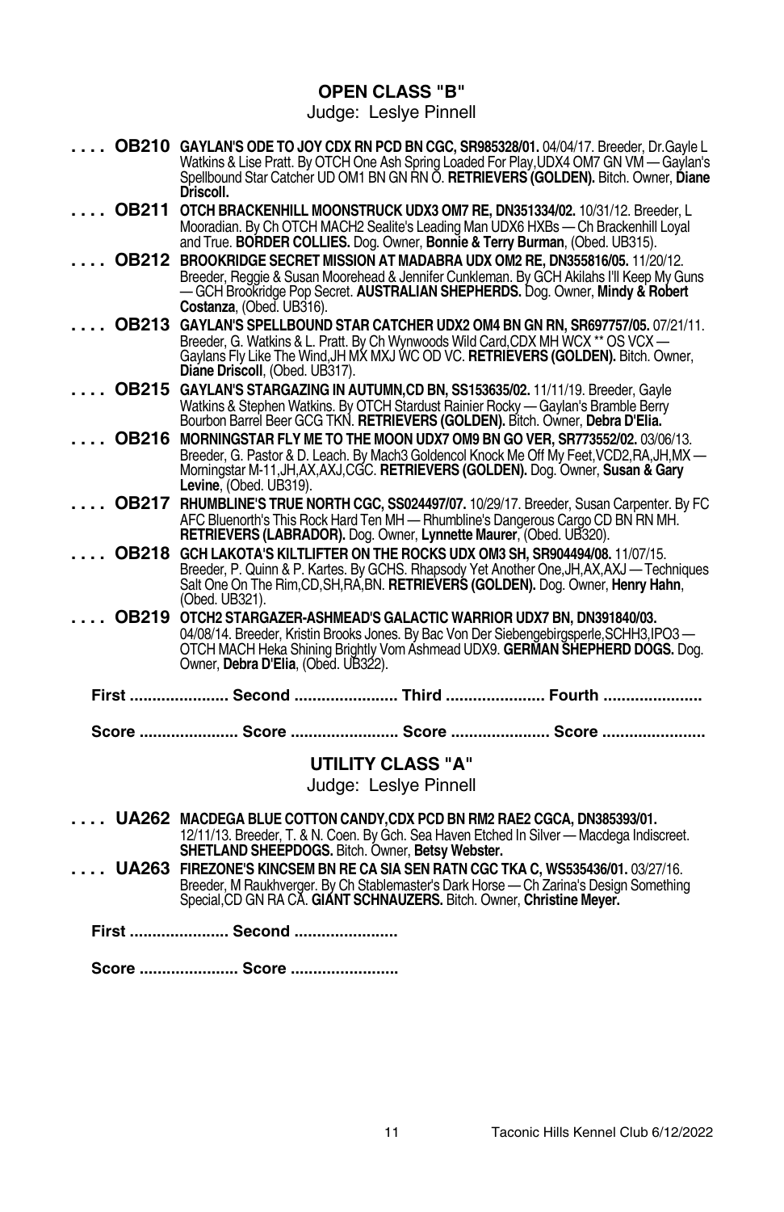## OPEN CLASS "B"

Judge: Leslye Pinnell

. . . . **OB210** **GAYLAN'S ODE TO JOY CDX RN PCD BN CGC, SR985328/01.** 04/04/17. Breeder, Dr.Gayle L Watkins & Lise Pratt. By OTCH One Ash Spring Loaded For Play,UDX4 OM7 GN VM — Gaylan's Spellbound Star Catcher UD OM1 BN GN RN O. **RETRIEVERS (GOLDEN).** Bitch. Owner, **Diane Driscoll.**

. . . . **OB211** **OTCH BRACKENHILL MOONSTRUCK UDX3 OM7 RE, DN351334/02.** 10/31/12. Breeder, L Mooradian. By Ch OTCH MACH2 Sealite's Leading Man UDX6 HXBs — Ch Brackenhill Loyal and True. **BORDER COLLIES.** Dog. Owner, **Bonnie & Terry Burman**, (Obed. UB315).

. . . . **OB212** **BROOKRIDGE SECRET MISSION AT MADABRA UDX OM2 RE, DN355816/05.** 11/20/12. Breeder, Reggie & Susan Moorehead & Jennifer Cunkleman. By GCH Akilahs I'll Keep My Guns — GCH Brookridge Pop Secret. **AUSTRALIAN SHEPHERDS.** Dog. Owner, **Mindy & Robert Costanza**, (Obed. UB316).

. . . . **OB213** **GAYLAN'S SPELLBOUND STAR CATCHER UDX2 OM4 BN GN RN, SR697757/05.** 07/21/11. Breeder, G. Watkins & L. Pratt. By Ch Wynwoods Wild Card,CDX MH WCX ** OS VCX — Gaylans Fly Like The Wind,JH MX MXJ WC OD VC. **RETRIEVERS (GOLDEN).** Bitch. Owner, **Diane Driscoll**, (Obed. UB317).

. . . . **OB215** **GAYLAN'S STARGAZING IN AUTUMN,CD BN, SS153635/02.** 11/11/19. Breeder, Gayle Watkins & Stephen Watkins. By OTCH Stardust Rainier Rocky — Gaylan's Bramble Berry Bourbon Barrel Beer GCG TKN. **RETRIEVERS (GOLDEN).** Bitch. Owner, **Debra D'Elia.**

. . . . **OB216** **MORNINGSTAR FLY ME TO THE MOON UDX7 OM9 BN GO VER, SR773552/02.** 03/06/13. Breeder, G. Pastor & D. Leach. By Mach3 Goldencol Knock Me Off My Feet,VCD2,RA,JH,MX — Morningstar M-11,JH,AX,AXJ,CGC. **RETRIEVERS (GOLDEN).** Dog. Owner, **Susan & Gary Levine**, (Obed. UB319).

. . . . **OB217** **RHUMBLINE'S TRUE NORTH CGC, SS024497/07.** 10/29/17. Breeder, Susan Carpenter. By FC AFC Bluenorth's This Rock Hard Ten MH — Rhumbline's Dangerous Cargo CD BN RN MH. **RETRIEVERS (LABRADOR).** Dog. Owner, **Lynnette Maurer**, (Obed. UB320).

. . . . **OB218** **GCH LAKOTA'S KILTLIFTER ON THE ROCKS UDX OM3 SH, SR904494/08.** 11/07/15. Breeder, P. Quinn & P. Kartes. By GCHS. Rhapsody Yet Another One,JH,AX,AXJ — Techniques Salt One On The Rim,CD,SH,RA,BN. **RETRIEVERS (GOLDEN).** Dog. Owner, **Henry Hahn**, (Obed. UB321).

. . . . **OB219** **OTCH2 STARGAZER-ASHMEAD'S GALACTIC WARRIOR UDX7 BN, DN391840/03.** 04/08/14. Breeder, Kristin Brooks Jones. By Bac Von Der Siebengebirgsperle,SCHH3,IPO3 — OTCH MACH Heka Shining Brightly Vom Ashmead UDX9. **GERMAN SHEPHERD DOGS.** Dog. Owner, **Debra D'Elia**, (Obed. UB322).

**First** ...................... **Second** ....................... **Third** ...................... **Fourth** ......................

**Score** ...................... **Score** ........................ **Score** ...................... **Score** .......................

## UTILITY CLASS "A"

Judge: Leslye Pinnell

. . . . **UA262** **MACDEGA BLUE COTTON CANDY,CDX PCD BN RM2 RAE2 CGCA, DN385393/01.** 12/11/13. Breeder, T. & N. Coen. By Gch. Sea Haven Etched In Silver — Macdega Indiscreet. **SHETLAND SHEEPDOGS.** Bitch. Owner, **Betsy Webster.**

. . . . **UA263** **FIREZONE'S KINCSEM BN RE CA SIA SEN RATN CGC TKA C, WS535436/01.** 03/27/16. Breeder, M Raukhverger. By Ch Stablemaster's Dark Horse — Ch Zarina's Design Something Special,CD GN RA CA. **GIANT SCHNAUZERS.** Bitch. Owner, **Christine Meyer.**

**First** ...................... **Second** .......................

**Score** ...................... **Score** ........................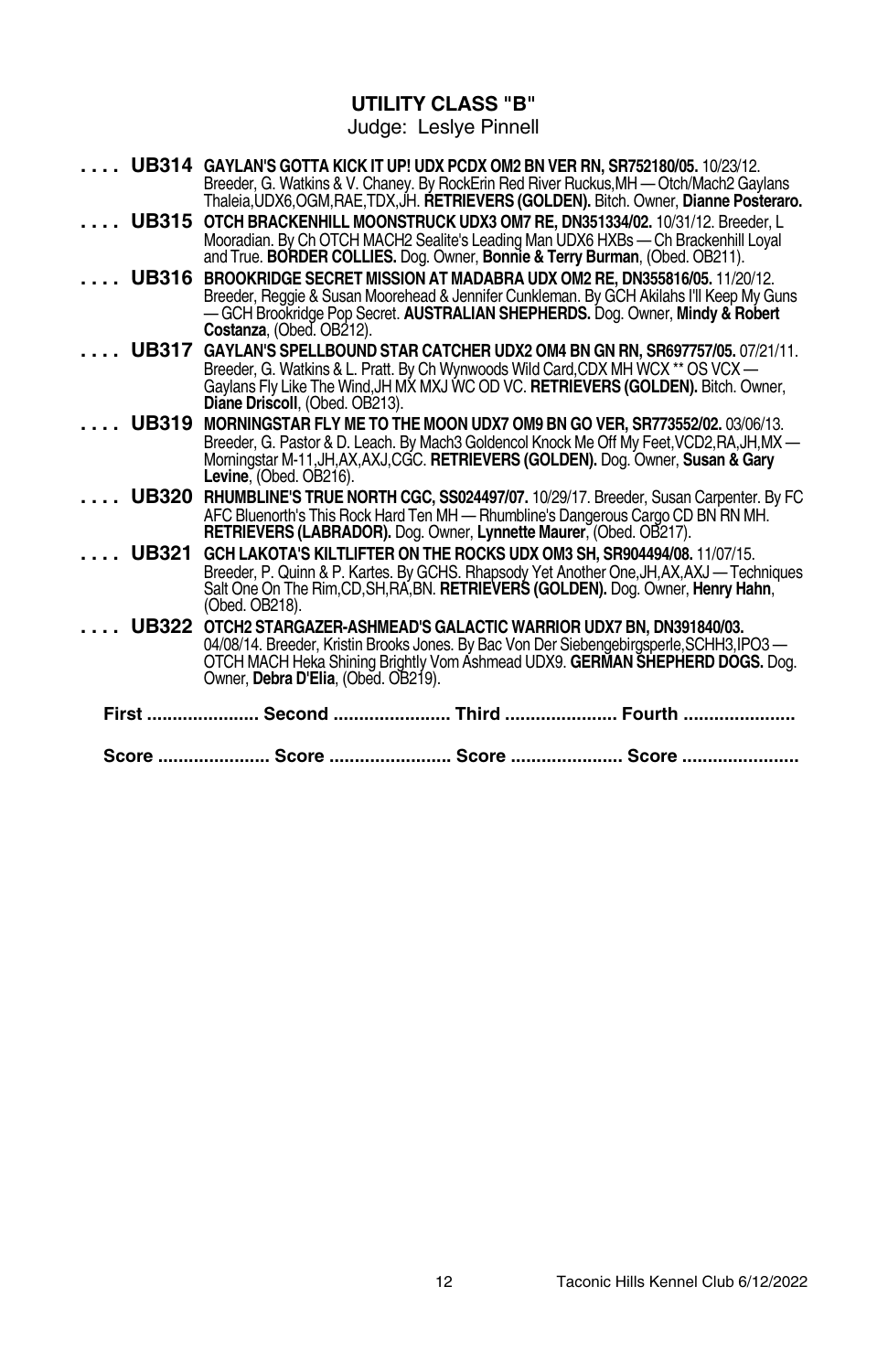## UTILITY CLASS "B"

Judge: Leslye Pinnell

. . . . **UB314** **GAYLAN'S GOTTA KICK IT UP! UDX PCDX OM2 BN VER RN, SR752180/05.** 10/23/12. Breeder, G. Watkins & V. Chaney. By RockErin Red River Ruckus,MH — Otch/Mach2 Gaylans Thaleia,UDX6,OGM,RAE,TDX,JH. **RETRIEVERS (GOLDEN).** Bitch. Owner, **Dianne Posteraro.**

. . . . **UB315** **OTCH BRACKENHILL MOONSTRUCK UDX3 OM7 RE, DN351334/02.** 10/31/12. Breeder, L Mooradian. By Ch OTCH MACH2 Sealite's Leading Man UDX6 HXBs — Ch Brackenhill Loyal and True. **BORDER COLLIES.** Dog. Owner, **Bonnie & Terry Burman**, (Obed. OB211).

. . . . **UB316** **BROOKRIDGE SECRET MISSION AT MADABRA UDX OM2 RE, DN355816/05.** 11/20/12. Breeder, Reggie & Susan Moorehead & Jennifer Cunkleman. By GCH Akilahs I'll Keep My Guns — GCH Brookridge Pop Secret. **AUSTRALIAN SHEPHERDS.** Dog. Owner, **Mindy & Robert Costanza**, (Obed. OB212).

. . . . **UB317** **GAYLAN'S SPELLBOUND STAR CATCHER UDX2 OM4 BN GN RN, SR697757/05.** 07/21/11. Breeder, G. Watkins & L. Pratt. By Ch Wynwoods Wild Card,CDX MH WCX ** OS VCX — Gaylans Fly Like The Wind,JH MX MXJ WC OD VC. **RETRIEVERS (GOLDEN).** Bitch. Owner, **Diane Driscoll**, (Obed. OB213).

. . . . **UB319** **MORNINGSTAR FLY ME TO THE MOON UDX7 OM9 BN GO VER, SR773552/02.** 03/06/13. Breeder, G. Pastor & D. Leach. By Mach3 Goldencol Knock Me Off My Feet,VCD2,RA,JH,MX — Morningstar M-11,JH,AX,AXJ,CGC. **RETRIEVERS (GOLDEN).** Dog. Owner, **Susan & Gary Levine**, (Obed. OB216).

. . . . **UB320** **RHUMBLINE'S TRUE NORTH CGC, SS024497/07.** 10/29/17. Breeder, Susan Carpenter. By FC AFC Bluenorth's This Rock Hard Ten MH — Rhumbline's Dangerous Cargo CD BN RN MH. **RETRIEVERS (LABRADOR).** Dog. Owner, **Lynnette Maurer**, (Obed. OB217).

. . . . **UB321** **GCH LAKOTA'S KILTLIFTER ON THE ROCKS UDX OM3 SH, SR904494/08.** 11/07/15. Breeder, P. Quinn & P. Kartes. By GCHS. Rhapsody Yet Another One,JH,AX,AXJ — Techniques Salt One On The Rim,CD,SH,RA,BN. **RETRIEVERS (GOLDEN).** Dog. Owner, **Henry Hahn**, (Obed. OB218).

. . . . **UB322** **OTCH2 STARGAZER-ASHMEAD'S GALACTIC WARRIOR UDX7 BN, DN391840/03.** 04/08/14. Breeder, Kristin Brooks Jones. By Bac Von Der Siebengebirgsperle,SCHH3,IPO3 — OTCH MACH Heka Shining Brightly Vom Ashmead UDX9. **GERMAN SHEPHERD DOGS.** Dog. Owner, **Debra D'Elia**, (Obed. OB219).

**First ...................... Second ....................... Third ...................... Fourth ......................**

**Score ...................... Score ........................ Score ...................... Score .......................**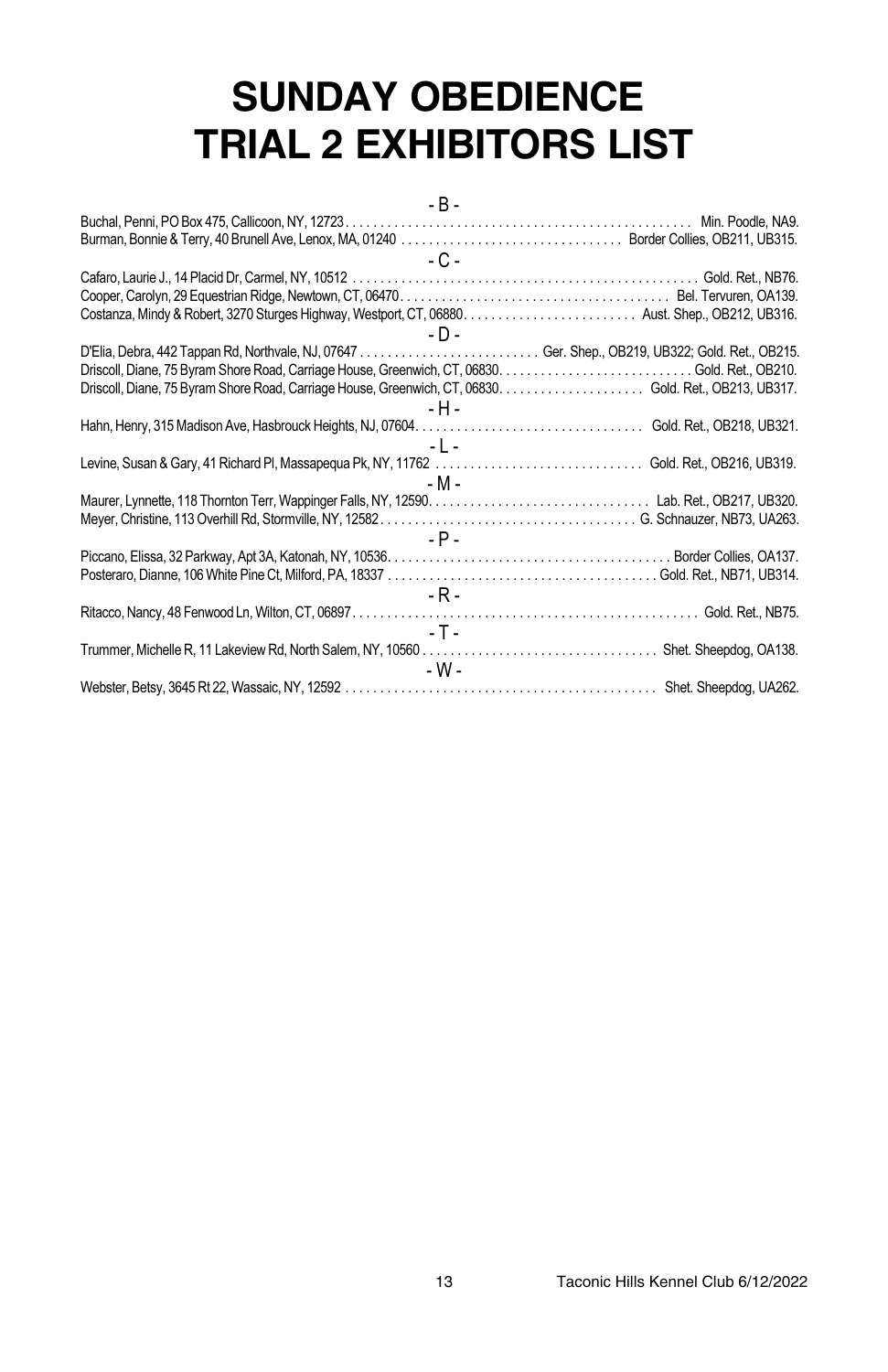# SUNDAY OBEDIENCE TRIAL 2 EXHIBITORS LIST

- B -

Buchal, Penni, PO Box 475, Callicoon, NY, 12723 . . . . . . . . . . Min. Poodle, NA9.

Burman, Bonnie & Terry, 40 Brunell Ave, Lenox, MA, 01240 . . . . . . . . . . Border Collies, OB211, UB315.

- C -

Cafaro, Laurie J., 14 Placid Dr, Carmel, NY, 10512 . . . . . . . . . . Gold. Ret., NB76.

Cooper, Carolyn, 29 Equestrian Ridge, Newtown, CT, 06470 . . . . . . . . . . Bel. Tervuren, OA139.

Costanza, Mindy & Robert, 3270 Sturges Highway, Westport, CT, 06880 . . . . . . . . . . Aust. Shep., OB212, UB316.

- D -

D'Elia, Debra, 442 Tappan Rd, Northvale, NJ, 07647 . . . . . . . . . . Ger. Shep., OB219, UB322; Gold. Ret., OB215.

Driscoll, Diane, 75 Byram Shore Road, Carriage House, Greenwich, CT, 06830 . . . . . . . . . . Gold. Ret., OB210.

Driscoll, Diane, 75 Byram Shore Road, Carriage House, Greenwich, CT, 06830 . . . . . . . . . . Gold. Ret., OB213, UB317.

- H -

Hahn, Henry, 315 Madison Ave, Hasbrouck Heights, NJ, 07604 . . . . . . . . . . Gold. Ret., OB218, UB321.

- L -

Levine, Susan & Gary, 41 Richard Pl, Massapequa Pk, NY, 11762 . . . . . . . . . . Gold. Ret., OB216, UB319.

- M -

Maurer, Lynnette, 118 Thornton Terr, Wappinger Falls, NY, 12590 . . . . . . . . . . Lab. Ret., OB217, UB320.

Meyer, Christine, 113 Overhill Rd, Stormville, NY, 12582 . . . . . . . . . . G. Schnauzer, NB73, UA263.

- P -

Piccano, Elissa, 32 Parkway, Apt 3A, Katonah, NY, 10536 . . . . . . . . . . Border Collies, OA137.

Posteraro, Dianne, 106 White Pine Ct, Milford, PA, 18337 . . . . . . . . . . Gold. Ret., NB71, UB314.

- R -

Ritacco, Nancy, 48 Fenwood Ln, Wilton, CT, 06897 . . . . . . . . . . Gold. Ret., NB75.

- T -

Trummer, Michelle R, 11 Lakeview Rd, North Salem, NY, 10560 . . . . . . . . . . Shet. Sheepdog, OA138.

- W -

Webster, Betsy, 3645 Rt 22, Wassaic, NY, 12592 . . . . . . . . . . Shet. Sheepdog, UA262.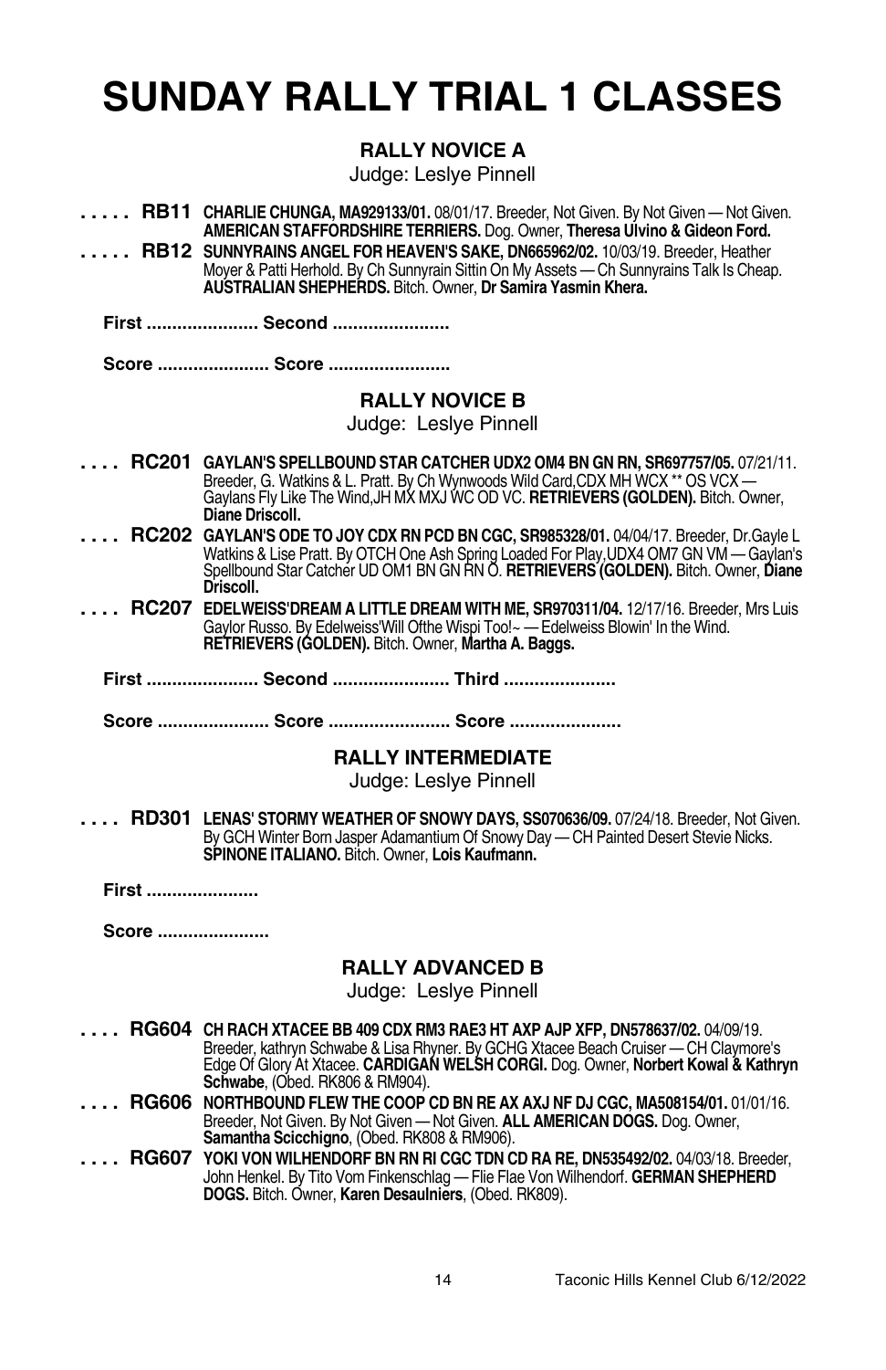# SUNDAY RALLY TRIAL 1 CLASSES

### RALLY NOVICE A

Judge: Leslye Pinnell

. . . . . **RB11** **CHARLIE CHUNGA, MA929133/01.** 08/01/17. Breeder, Not Given. By Not Given — Not Given. **AMERICAN STAFFORDSHIRE TERRIERS.** Dog. Owner, **Theresa Ulvino & Gideon Ford.**

. . . . . **RB12** **SUNNYRAINS ANGEL FOR HEAVEN'S SAKE, DN665962/02.** 10/03/19. Breeder, Heather Moyer & Patti Herhold. By Ch Sunnyrain Sittin On My Assets — Ch Sunnyrains Talk Is Cheap. **AUSTRALIAN SHEPHERDS.** Bitch. Owner, **Dr Samira Yasmin Khera.**

**First ...................... Second .......................**

**Score ...................... Score ........................**

### RALLY NOVICE B

Judge: Leslye Pinnell

. . . . **RC201** **GAYLAN'S SPELLBOUND STAR CATCHER UDX2 OM4 BN GN RN, SR697757/05.** 07/21/11. Breeder, G. Watkins & L. Pratt. By Ch Wynwoods Wild Card,CDX MH WCX ** OS VCX — Gaylans Fly Like The Wind,JH MX MXJ WC OD VC. **RETRIEVERS (GOLDEN).** Bitch. Owner, **Diane Driscoll.**

. . . . **RC202** **GAYLAN'S ODE TO JOY CDX RN PCD BN CGC, SR985328/01.** 04/04/17. Breeder, Dr.Gayle L Watkins & Lise Pratt. By OTCH One Ash Spring Loaded For Play,UDX4 OM7 GN VM — Gaylan's Spellbound Star Catcher UD OM1 BN GN RN O. **RETRIEVERS (GOLDEN).** Bitch. Owner, **Diane Driscoll.**

. . . . **RC207** **EDELWEISS'DREAM A LITTLE DREAM WITH ME, SR970311/04.** 12/17/16. Breeder, Mrs Luis Gaylor Russo. By Edelweiss'Will Ofthe Wispi Too!~ — Edelweiss Blowin' In the Wind. **RETRIEVERS (GOLDEN).** Bitch. Owner, **Martha A. Baggs.**

**First ...................... Second ....................... Third ......................**

**Score ...................... Score ........................ Score ......................**

### RALLY INTERMEDIATE

Judge: Leslye Pinnell

. . . . **RD301** **LENAS' STORMY WEATHER OF SNOWY DAYS, SS070636/09.** 07/24/18. Breeder, Not Given. By GCH Winter Born Jasper Adamantium Of Snowy Day — CH Painted Desert Stevie Nicks. **SPINONE ITALIANO.** Bitch. Owner, **Lois Kaufmann.**

**First ......................**

**Score ......................**

### RALLY ADVANCED B

Judge: Leslye Pinnell

. . . . **RG604** **CH RACH XTACEE BB 409 CDX RM3 RAE3 HT AXP AJP XFP, DN578637/02.** 04/09/19. Breeder, kathryn Schwabe & Lisa Rhyner. By GCHG Xtacee Beach Cruiser — CH Claymore's Edge Of Glory At Xtacee. **CARDIGAN WELSH CORGI.** Dog. Owner, **Norbert Kowal & Kathryn Schwabe**, (Obed. RK806 & RM904).

. . . . **RG606** **NORTHBOUND FLEW THE COOP CD BN RE AX AXJ NF DJ CGC, MA508154/01.** 01/01/16. Breeder, Not Given. By Not Given — Not Given. **ALL AMERICAN DOGS.** Dog. Owner, **Samantha Scicchigno**, (Obed. RK808 & RM906).

. . . . **RG607** **YOKI VON WILHENDORF BN RN RI CGC TDN CD RA RE, DN535492/02.** 04/03/18. Breeder, John Henkel. By Tito Vom Finkenschlag — Flie Flae Von Wilhendorf. **GERMAN SHEPHERD DOGS.** Bitch. Owner, **Karen Desaulniers**, (Obed. RK809).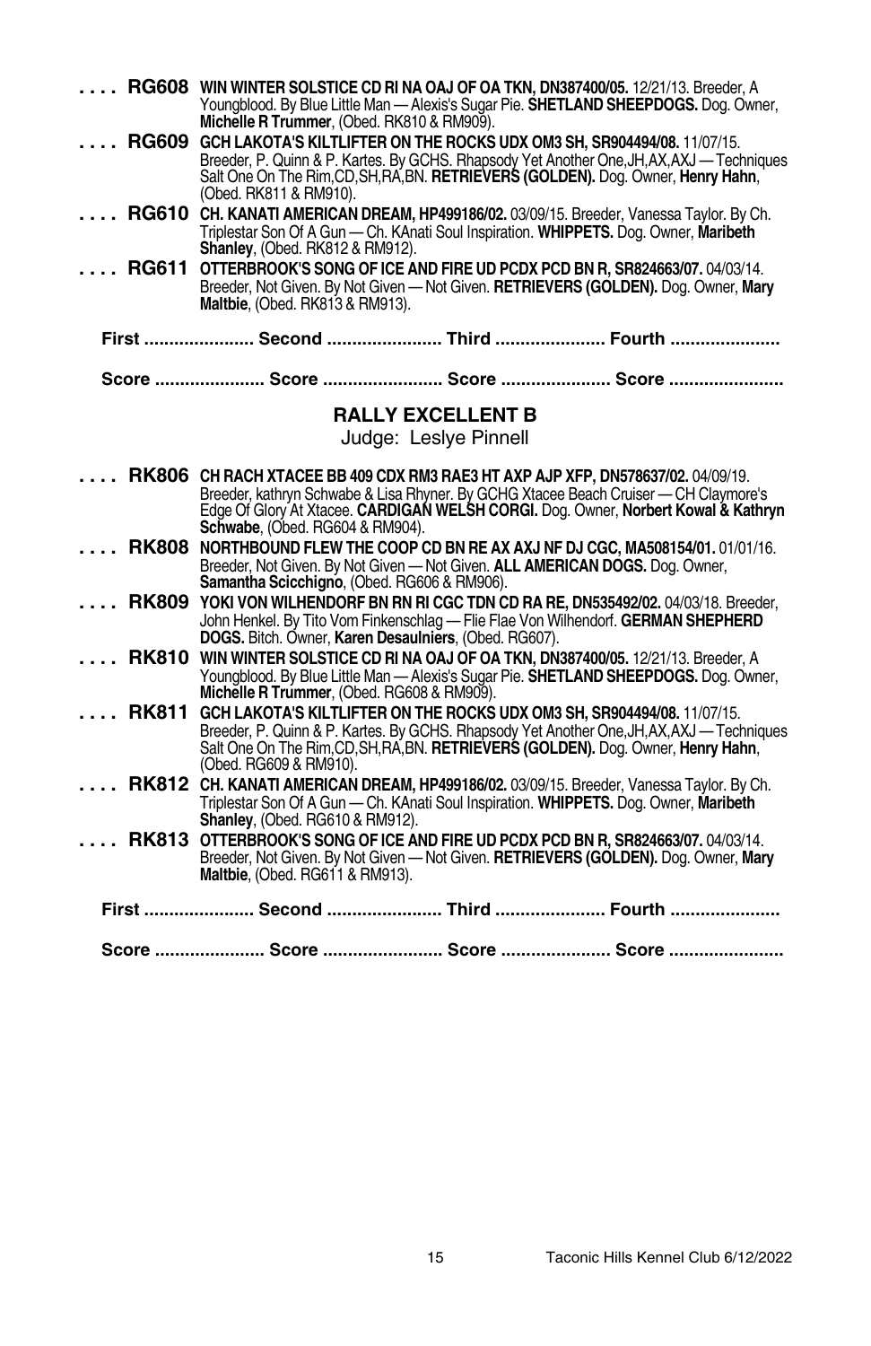**. . . . RG608** **WIN WINTER SOLSTICE CD RI NA OAJ OF OA TKN, DN387400/05.** 12/21/13. Breeder, A Youngblood. By Blue Little Man — Alexis's Sugar Pie. **SHETLAND SHEEPDOGS.** Dog. Owner, **Michelle R Trummer**, (Obed. RK810 & RM909).

**. . . . RG609** **GCH LAKOTA'S KILTLIFTER ON THE ROCKS UDX OM3 SH, SR904494/08.** 11/07/15. Breeder, P. Quinn & P. Kartes. By GCHS. Rhapsody Yet Another One,JH,AX,AXJ — Techniques Salt One On The Rim,CD,SH,RA,BN. **RETRIEVERS (GOLDEN).** Dog. Owner, **Henry Hahn**, (Obed. RK811 & RM910).

**. . . . RG610** **CH. KANATI AMERICAN DREAM, HP499186/02.** 03/09/15. Breeder, Vanessa Taylor. By Ch. Triplestar Son Of A Gun — Ch. KAnati Soul Inspiration. **WHIPPETS.** Dog. Owner, **Maribeth Shanley**, (Obed. RK812 & RM912).

**. . . . RG611** **OTTERBROOK'S SONG OF ICE AND FIRE UD PCDX PCD BN R, SR824663/07.** 04/03/14. Breeder, Not Given. By Not Given — Not Given. **RETRIEVERS (GOLDEN).** Dog. Owner, **Mary Maltbie**, (Obed. RK813 & RM913).

**First ...................... Second ....................... Third ...................... Fourth ......................**

**Score ...................... Score ........................ Score ...................... Score .......................**

## RALLY EXCELLENT B

Judge: Leslye Pinnell

**. . . . RK806** **CH RACH XTACEE BB 409 CDX RM3 RAE3 HT AXP AJP XFP, DN578637/02.** 04/09/19. Breeder, kathryn Schwabe & Lisa Rhyner. By GCHG Xtacee Beach Cruiser — CH Claymore's Edge Of Glory At Xtacee. **CARDIGAN WELSH CORGI.** Dog. Owner, **Norbert Kowal & Kathryn Schwabe**, (Obed. RG604 & RM904).

**. . . . RK808** **NORTHBOUND FLEW THE COOP CD BN RE AX AXJ NF DJ CGC, MA508154/01.** 01/01/16. Breeder, Not Given. By Not Given — Not Given. **ALL AMERICAN DOGS.** Dog. Owner, **Samantha Scicchigno**, (Obed. RG606 & RM906).

**. . . . RK809** **YOKI VON WILHENDORF BN RN RI CGC TDN CD RA RE, DN535492/02.** 04/03/18. Breeder, John Henkel. By Tito Vom Finkenschlag — Flie Flae Von Wilhendorf. **GERMAN SHEPHERD DOGS.** Bitch. Owner, **Karen Desaulniers**, (Obed. RG607).

**. . . . RK810** **WIN WINTER SOLSTICE CD RI NA OAJ OF OA TKN, DN387400/05.** 12/21/13. Breeder, A Youngblood. By Blue Little Man — Alexis's Sugar Pie. **SHETLAND SHEEPDOGS.** Dog. Owner, **Michelle R Trummer**, (Obed. RG608 & RM909).

**. . . . RK811** **GCH LAKOTA'S KILTLIFTER ON THE ROCKS UDX OM3 SH, SR904494/08.** 11/07/15. Breeder, P. Quinn & P. Kartes. By GCHS. Rhapsody Yet Another One,JH,AX,AXJ — Techniques Salt One On The Rim,CD,SH,RA,BN. **RETRIEVERS (GOLDEN).** Dog. Owner, **Henry Hahn**, (Obed. RG609 & RM910).

**. . . . RK812** **CH. KANATI AMERICAN DREAM, HP499186/02.** 03/09/15. Breeder, Vanessa Taylor. By Ch. Triplestar Son Of A Gun — Ch. KAnati Soul Inspiration. **WHIPPETS.** Dog. Owner, **Maribeth Shanley**, (Obed. RG610 & RM912).

**. . . . RK813** **OTTERBROOK'S SONG OF ICE AND FIRE UD PCDX PCD BN R, SR824663/07.** 04/03/14. Breeder, Not Given. By Not Given — Not Given. **RETRIEVERS (GOLDEN).** Dog. Owner, **Mary Maltbie**, (Obed. RG611 & RM913).

**First ...................... Second ....................... Third ...................... Fourth ......................**

**Score ...................... Score ........................ Score ...................... Score .......................**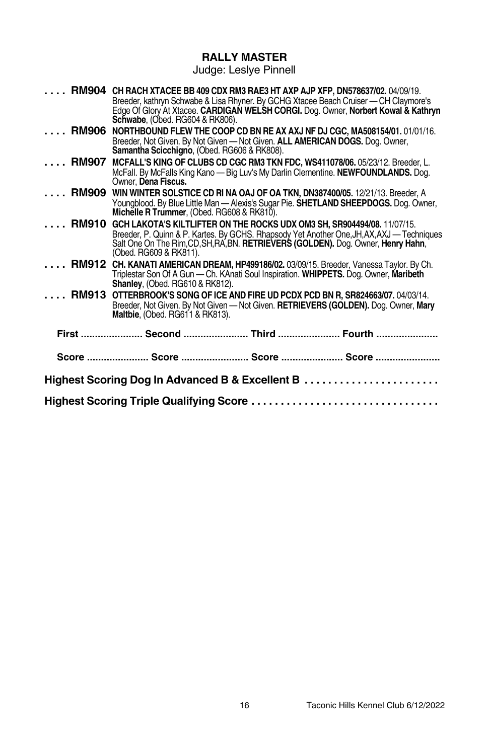## RALLY MASTER

Judge: Leslye Pinnell

. . . . **RM904** **CH RACH XTACEE BB 409 CDX RM3 RAE3 HT AXP AJP XFP, DN578637/02.** 04/09/19. Breeder, kathryn Schwabe & Lisa Rhyner. By GCHG Xtacee Beach Cruiser — CH Claymore's Edge Of Glory At Xtacee. **CARDIGAN WELSH CORGI.** Dog. Owner, **Norbert Kowal & Kathryn Schwabe**, (Obed. RG604 & RK806).

. . . . **RM906** **NORTHBOUND FLEW THE COOP CD BN RE AX AXJ NF DJ CGC, MA508154/01.** 01/01/16. Breeder, Not Given. By Not Given — Not Given. **ALL AMERICAN DOGS.** Dog. Owner, **Samantha Scicchigno**, (Obed. RG606 & RK808).

. . . . **RM907** **MCFALL'S KING OF CLUBS CD CGC RM3 TKN FDC, WS411078/06.** 05/23/12. Breeder, L. McFall. By McFalls King Kano — Big Luv's My Darlin Clementine. **NEWFOUNDLANDS.** Dog. Owner, **Dena Fiscus.**

. . . . **RM909** **WIN WINTER SOLSTICE CD RI NA OAJ OF OA TKN, DN387400/05.** 12/21/13. Breeder, A Youngblood. By Blue Little Man — Alexis's Sugar Pie. **SHETLAND SHEEPDOGS.** Dog. Owner, **Michelle R Trummer**, (Obed. RG608 & RK810).

. . . . **RM910** **GCH LAKOTA'S KILTLIFTER ON THE ROCKS UDX OM3 SH, SR904494/08.** 11/07/15. Breeder, P. Quinn & P. Kartes. By GCHS. Rhapsody Yet Another One,JH,AX,AXJ — Techniques Salt One On The Rim,CD,SH,RA,BN. **RETRIEVERS (GOLDEN).** Dog. Owner, **Henry Hahn**, (Obed. RG609 & RK811).

. . . . **RM912** **CH. KANATI AMERICAN DREAM, HP499186/02.** 03/09/15. Breeder, Vanessa Taylor. By Ch. Triplestar Son Of A Gun — Ch. KAnati Soul Inspiration. **WHIPPETS.** Dog. Owner, **Maribeth Shanley**, (Obed. RG610 & RK812).

. . . . **RM913** **OTTERBROOK'S SONG OF ICE AND FIRE UD PCDX PCD BN R, SR824663/07.** 04/03/14. Breeder, Not Given. By Not Given — Not Given. **RETRIEVERS (GOLDEN).** Dog. Owner, **Mary Maltbie**, (Obed. RG611 & RK813).

**First ...................... Second ....................... Third ...................... Fourth ......................**

**Score ...................... Score ........................ Score ...................... Score .......................**

**Highest Scoring Dog In Advanced B & Excellent B . . . . . . . . . . . . . . . . . . . . . . .**

**Highest Scoring Triple Qualifying Score . . . . . . . . . . . . . . . . . . . . . . . . . . . . . . . .**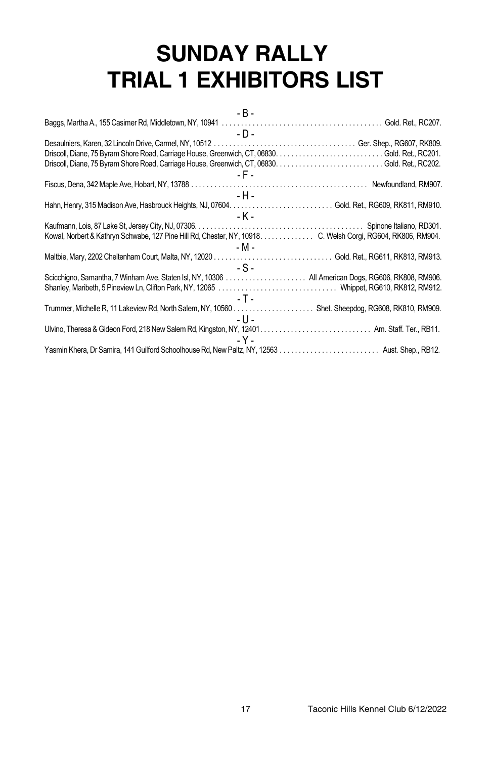# SUNDAY RALLY
# TRIAL 1 EXHIBITORS LIST

- B -

Baggs, Martha A., 155 Casimer Rd, Middletown, NY, 10941 . . . . . . . . . . . . . . . . . . . . . . . . . . . . . . . . . . . . . . . . . . Gold. Ret., RC207.

- D -

Desaulniers, Karen, 32 Lincoln Drive, Carmel, NY, 10512 . . . . . . . . . . . . . . . . . . . . . . . . . . . . . . . . . . . . . Ger. Shep., RG607, RK809.

Driscoll, Diane, 75 Byram Shore Road, Carriage House, Greenwich, CT, 06830. . . . . . . . . . . . . . . . . . . . . . . . . . . . Gold. Ret., RC201.

Driscoll, Diane, 75 Byram Shore Road, Carriage House, Greenwich, CT, 06830. . . . . . . . . . . . . . . . . . . . . . . . . . . . Gold. Ret., RC202.

- F -

Fiscus, Dena, 342 Maple Ave, Hobart, NY, 13788 . . . . . . . . . . . . . . . . . . . . . . . . . . . . . . . . . . . . . . . . . . . . . . Newfoundland, RM907.

- H -

Hahn, Henry, 315 Madison Ave, Hasbrouck Heights, NJ, 07604. . . . . . . . . . . . . . . . . . . . . . . . . . . Gold. Ret., RG609, RK811, RM910.

- K -

Kaufmann, Lois, 87 Lake St, Jersey City, NJ, 07306. . . . . . . . . . . . . . . . . . . . . . . . . . . . . . . . . . . . . . . . . . . . Spinone Italiano, RD301.

Kowal, Norbert & Kathryn Schwabe, 127 Pine Hill Rd, Chester, NY, 10918. . . . . . . . . . . . . . C. Welsh Corgi, RG604, RK806, RM904.

- M -

Maltbie, Mary, 2202 Cheltenham Court, Malta, NY, 12020 . . . . . . . . . . . . . . . . . . . . . . . . . . . . . . . Gold. Ret., RG611, RK813, RM913.

- S -

Scicchigno, Samantha, 7 Winham Ave, Staten Isl, NY, 10306 . . . . . . . . . . . . . . . . . . . . . All American Dogs, RG606, RK808, RM906.

Shanley, Maribeth, 5 Pineview Ln, Clifton Park, NY, 12065 . . . . . . . . . . . . . . . . . . . . . . . . . . . . . . . Whippet, RG610, RK812, RM912.

- T -

Trummer, Michelle R, 11 Lakeview Rd, North Salem, NY, 10560 . . . . . . . . . . . . . . . . . . . . . Shet. Sheepdog, RG608, RK810, RM909.

- U -

Ulvino, Theresa & Gideon Ford, 218 New Salem Rd, Kingston, NY, 12401. . . . . . . . . . . . . . . . . . . . . . . . . . . . . Am. Staff. Ter., RB11.

- Y -

Yasmin Khera, Dr Samira, 141 Guilford Schoolhouse Rd, New Paltz, NY, 12563 . . . . . . . . . . . . . . . . . . . . . . . . . . Aust. Shep., RB12.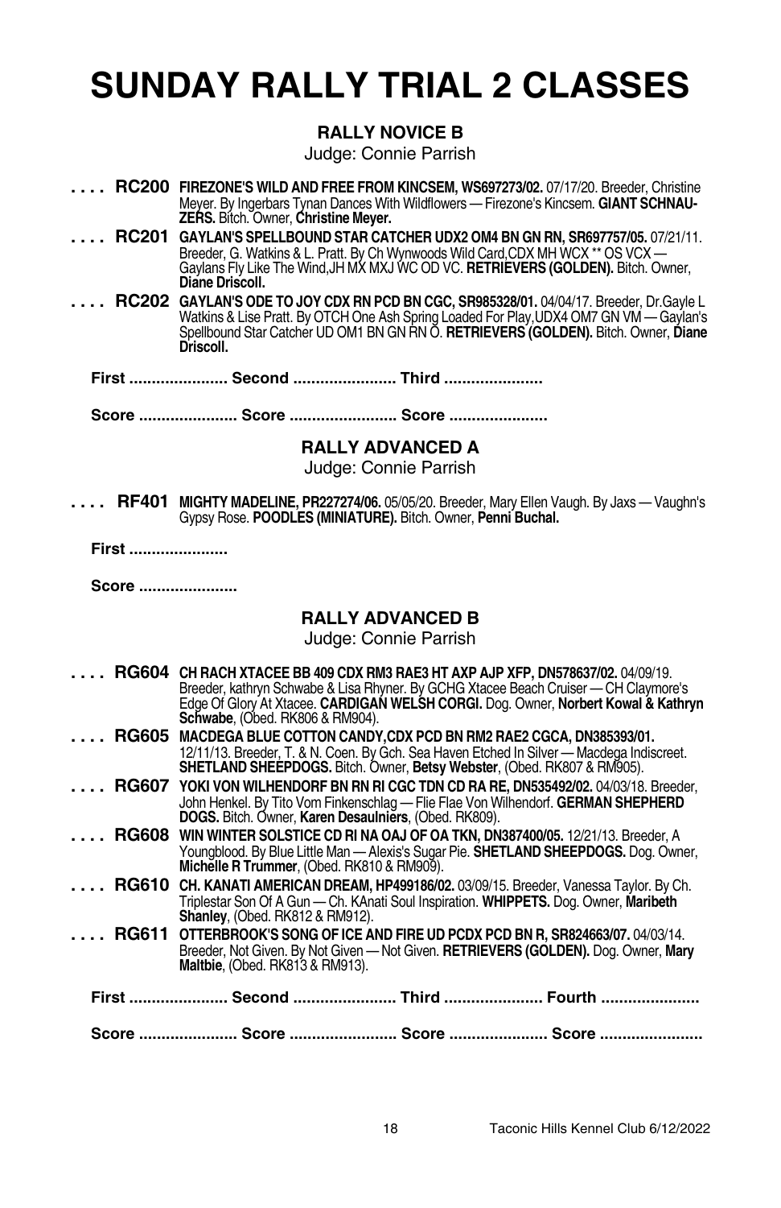# SUNDAY RALLY TRIAL 2 CLASSES

## RALLY NOVICE B

Judge: Connie Parrish

**. . . . RC200** **FIREZONE'S WILD AND FREE FROM KINCSEM, WS697273/02.** 07/17/20. Breeder, Christine Meyer. By Ingerbars Tynan Dances With Wildflowers — Firezone's Kincsem. **GIANT SCHNAUZERS.** Bitch. Owner, **Christine Meyer.**

**. . . . RC201** **GAYLAN'S SPELLBOUND STAR CATCHER UDX2 OM4 BN GN RN, SR697757/05.** 07/21/11. Breeder, G. Watkins & L. Pratt. By Ch Wynwoods Wild Card,CDX MH WCX ** OS VCX — Gaylans Fly Like The Wind,JH MX MXJ WC OD VC. **RETRIEVERS (GOLDEN).** Bitch. Owner, **Diane Driscoll.**

**. . . . RC202** **GAYLAN'S ODE TO JOY CDX RN PCD BN CGC, SR985328/01.** 04/04/17. Breeder, Dr.Gayle L Watkins & Lise Pratt. By OTCH One Ash Spring Loaded For Play,UDX4 OM7 GN VM — Gaylan's Spellbound Star Catcher UD OM1 BN GN RN O. **RETRIEVERS (GOLDEN).** Bitch. Owner, **Diane Driscoll.**

**First ...................... Second ....................... Third ......................**

**Score ...................... Score ........................ Score ......................**

## RALLY ADVANCED A

Judge: Connie Parrish

**. . . . RF401** **MIGHTY MADELINE, PR227274/06.** 05/05/20. Breeder, Mary Ellen Vaugh. By Jaxs — Vaughn's Gypsy Rose. **POODLES (MINIATURE).** Bitch. Owner, **Penni Buchal.**

**First ......................**

**Score ......................**

## RALLY ADVANCED B

Judge: Connie Parrish

**. . . . RG604** **CH RACH XTACEE BB 409 CDX RM3 RAE3 HT AXP AJP XFP, DN578637/02.** 04/09/19. Breeder, kathryn Schwabe & Lisa Rhyner. By GCHG Xtacee Beach Cruiser — CH Claymore's Edge Of Glory At Xtacee. **CARDIGAN WELSH CORGI.** Dog. Owner, **Norbert Kowal & Kathryn Schwabe**, (Obed. RK806 & RM904).

**. . . . RG605** **MACDEGA BLUE COTTON CANDY,CDX PCD BN RM2 RAE2 CGCA, DN385393/01.** 12/11/13. Breeder, T. & N. Coen. By Gch. Sea Haven Etched In Silver — Macdega Indiscreet. **SHETLAND SHEEPDOGS.** Bitch. Owner, **Betsy Webster**, (Obed. RK807 & RM905).

**. . . . RG607** **YOKI VON WILHENDORF BN RN RI CGC TDN CD RA RE, DN535492/02.** 04/03/18. Breeder, John Henkel. By Tito Vom Finkenschlag — Flie Flae Von Wilhendorf. **GERMAN SHEPHERD DOGS.** Bitch. Owner, **Karen Desaulniers**, (Obed. RK809).

**. . . . RG608** **WIN WINTER SOLSTICE CD RI NA OAJ OF OA TKN, DN387400/05.** 12/21/13. Breeder, A Youngblood. By Blue Little Man — Alexis's Sugar Pie. **SHETLAND SHEEPDOGS.** Dog. Owner, **Michelle R Trummer**, (Obed. RK810 & RM909).

**. . . . RG610** **CH. KANATI AMERICAN DREAM, HP499186/02.** 03/09/15. Breeder, Vanessa Taylor. By Ch. Triplestar Son Of A Gun — Ch. KAnati Soul Inspiration. **WHIPPETS.** Dog. Owner, **Maribeth Shanley**, (Obed. RK812 & RM912).

**. . . . RG611** **OTTERBROOK'S SONG OF ICE AND FIRE UD PCDX PCD BN R, SR824663/07.** 04/03/14. Breeder, Not Given. By Not Given — Not Given. **RETRIEVERS (GOLDEN).** Dog. Owner, **Mary Maltbie**, (Obed. RK813 & RM913).

**First ...................... Second ....................... Third ...................... Fourth ......................**

**Score ...................... Score ........................ Score ...................... Score .......................**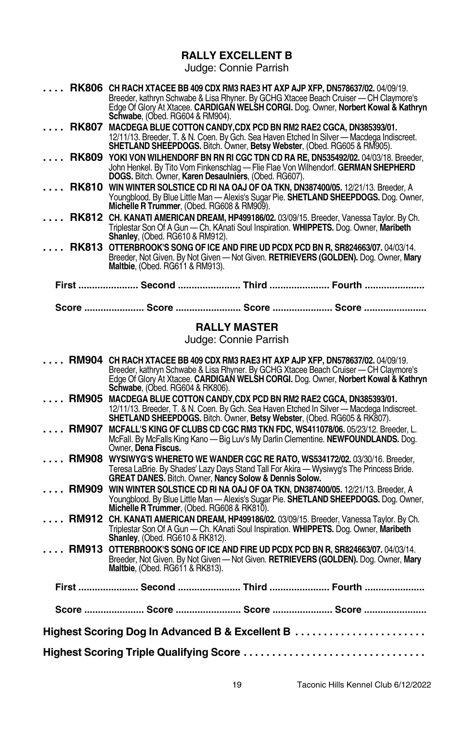## RALLY EXCELLENT B

Judge: Connie Parrish

**. . . . RK806** **CH RACH XTACEE BB 409 CDX RM3 RAE3 HT AXP AJP XFP, DN578637/02.** 04/09/19. Breeder, kathryn Schwabe & Lisa Rhyner. By GCHG Xtacee Beach Cruiser — CH Claymore's Edge Of Glory At Xtacee. **CARDIGAN WELSH CORGI.** Dog. Owner, **Norbert Kowal & Kathryn Schwabe**, (Obed. RG604 & RM904).

**. . . . RK807** **MACDEGA BLUE COTTON CANDY,CDX PCD BN RM2 RAE2 CGCA, DN385393/01.** 12/11/13. Breeder, T. & N. Coen. By Gch. Sea Haven Etched In Silver — Macdega Indiscreet. **SHETLAND SHEEPDOGS.** Bitch. Owner, **Betsy Webster**, (Obed. RG605 & RM905).

**. . . . RK809** **YOKI VON WILHENDORF BN RN RI CGC TDN CD RA RE, DN535492/02.** 04/03/18. Breeder, John Henkel. By Tito Vom Finkenschlag — Flie Flae Von Wilhendorf. **GERMAN SHEPHERD DOGS.** Bitch. Owner, **Karen Desaulniers**, (Obed. RG607).

**. . . . RK810** **WIN WINTER SOLSTICE CD RI NA OAJ OF OA TKN, DN387400/05.** 12/21/13. Breeder, A Youngblood. By Blue Little Man — Alexis's Sugar Pie. **SHETLAND SHEEPDOGS.** Dog. Owner, **Michelle R Trummer**, (Obed. RG608 & RM909).

**. . . . RK812** **CH. KANATI AMERICAN DREAM, HP499186/02.** 03/09/15. Breeder, Vanessa Taylor. By Ch. Triplestar Son Of A Gun — Ch. KAnati Soul Inspiration. **WHIPPETS.** Dog. Owner, **Maribeth Shanley**, (Obed. RG610 & RM912).

**. . . . RK813** **OTTERBROOK'S SONG OF ICE AND FIRE UD PCDX PCD BN R, SR824663/07.** 04/03/14. Breeder, Not Given. By Not Given — Not Given. **RETRIEVERS (GOLDEN).** Dog. Owner, **Mary Maltbie**, (Obed. RG611 & RM913).

**First ...................... Second ....................... Third ...................... Fourth ......................**

**Score ...................... Score ........................ Score ...................... Score .......................**

## RALLY MASTER

Judge: Connie Parrish

**. . . . RM904** **CH RACH XTACEE BB 409 CDX RM3 RAE3 HT AXP AJP XFP, DN578637/02.** 04/09/19. Breeder, kathryn Schwabe & Lisa Rhyner. By GCHG Xtacee Beach Cruiser — CH Claymore's Edge Of Glory At Xtacee. **CARDIGAN WELSH CORGI.** Dog. Owner, **Norbert Kowal & Kathryn Schwabe**, (Obed. RG604 & RK806).

**. . . . RM905** **MACDEGA BLUE COTTON CANDY,CDX PCD BN RM2 RAE2 CGCA, DN385393/01.** 12/11/13. Breeder, T. & N. Coen. By Gch. Sea Haven Etched In Silver — Macdega Indiscreet. **SHETLAND SHEEPDOGS.** Bitch. Owner, **Betsy Webster**, (Obed. RG605 & RK807).

**. . . . RM907** **MCFALL'S KING OF CLUBS CD CGC RM3 TKN FDC, WS411078/06.** 05/23/12. Breeder, L. McFall. By McFalls King Kano — Big Luv's My Darlin Clementine. **NEWFOUNDLANDS.** Dog. Owner, **Dena Fiscus.**

**. . . . RM908** **WYSIWYG'S WHERETO WE WANDER CGC RE RATO, WS534172/02.** 03/30/16. Breeder, Teresa LaBrie. By Shades' Lazy Days Stand Tall For Akira — Wysiwyg's The Princess Bride. **GREAT DANES.** Bitch. Owner, **Nancy Solow & Dennis Solow.**

**. . . . RM909** **WIN WINTER SOLSTICE CD RI NA OAJ OF OA TKN, DN387400/05.** 12/21/13. Breeder, A Youngblood. By Blue Little Man — Alexis's Sugar Pie. **SHETLAND SHEEPDOGS.** Dog. Owner, **Michelle R Trummer**, (Obed. RG608 & RK810).

**. . . . RM912** **CH. KANATI AMERICAN DREAM, HP499186/02.** 03/09/15. Breeder, Vanessa Taylor. By Ch. Triplestar Son Of A Gun — Ch. KAnati Soul Inspiration. **WHIPPETS.** Dog. Owner, **Maribeth Shanley**, (Obed. RG610 & RK812).

**. . . . RM913** **OTTERBROOK'S SONG OF ICE AND FIRE UD PCDX PCD BN R, SR824663/07.** 04/03/14. Breeder, Not Given. By Not Given — Not Given. **RETRIEVERS (GOLDEN).** Dog. Owner, **Mary Maltbie**, (Obed. RG611 & RK813).

**First ...................... Second ....................... Third ...................... Fourth ......................**

**Score ...................... Score ........................ Score ...................... Score .......................**

**Highest Scoring Dog In Advanced B & Excellent B . . . . . . . . . . . . . . . . . . . . . . .**

**Highest Scoring Triple Qualifying Score . . . . . . . . . . . . . . . . . . . . . . . . . . . . . . . .**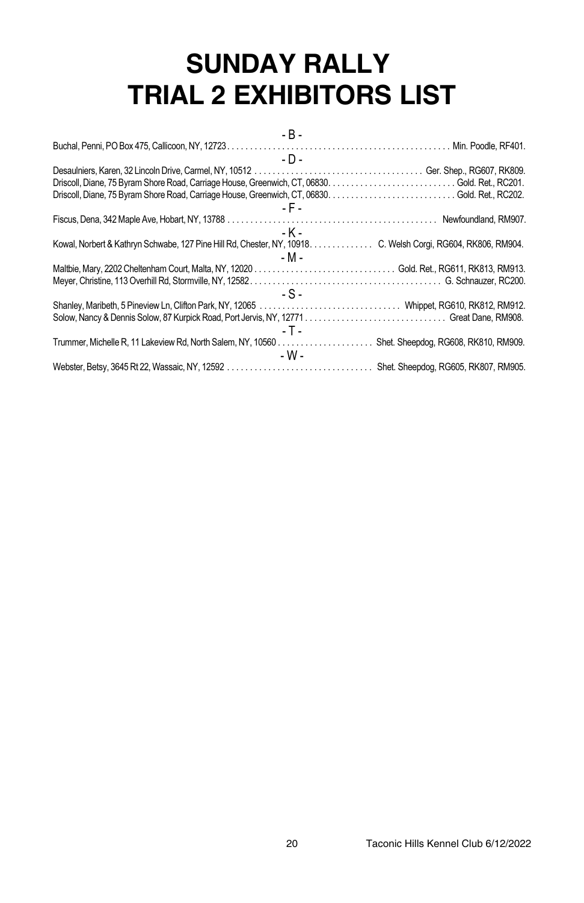# SUNDAY RALLY TRIAL 2 EXHIBITORS LIST

- B -

Buchal, Penni, PO Box 475, Callicoon, NY, 12723 . . . . . . . . . . . . . . . . . . . . . . . . . . . . . . . . . . . . . . . . . . . . . . . . . Min. Poodle, RF401.

- D -

Desaulniers, Karen, 32 Lincoln Drive, Carmel, NY, 10512 . . . . . . . . . . . . . . . . . . . . . . . . . . . . . . . . . . . . . Ger. Shep., RG607, RK809.

Driscoll, Diane, 75 Byram Shore Road, Carriage House, Greenwich, CT, 06830. . . . . . . . . . . . . . . . . . . . . . . . . . . . Gold. Ret., RC201.

Driscoll, Diane, 75 Byram Shore Road, Carriage House, Greenwich, CT, 06830. . . . . . . . . . . . . . . . . . . . . . . . . . . . Gold. Ret., RC202.

- F -

Fiscus, Dena, 342 Maple Ave, Hobart, NY, 13788 . . . . . . . . . . . . . . . . . . . . . . . . . . . . . . . . . . . . . . . . . . . . . . Newfoundland, RM907.

- K -

Kowal, Norbert & Kathryn Schwabe, 127 Pine Hill Rd, Chester, NY, 10918. . . . . . . . . . . . . . C. Welsh Corgi, RG604, RK806, RM904.

- M -

Maltbie, Mary, 2202 Cheltenham Court, Malta, NY, 12020 . . . . . . . . . . . . . . . . . . . . . . . . . . . . . . . Gold. Ret., RG611, RK813, RM913.

Meyer, Christine, 113 Overhill Rd, Stormville, NY, 12582 . . . . . . . . . . . . . . . . . . . . . . . . . . . . . . . . . . . . . . . . . . G. Schnauzer, RC200.

- S -

Shanley, Maribeth, 5 Pineview Ln, Clifton Park, NY, 12065 . . . . . . . . . . . . . . . . . . . . . . . . . . . . . . . Whippet, RG610, RK812, RM912.

Solow, Nancy & Dennis Solow, 87 Kurpick Road, Port Jervis, NY, 12771 . . . . . . . . . . . . . . . . . . . . . . . . . . . . . . . Great Dane, RM908.

- T -

Trummer, Michelle R, 11 Lakeview Rd, North Salem, NY, 10560 . . . . . . . . . . . . . . . . . . . . . Shet. Sheepdog, RG608, RK810, RM909.

- W -

Webster, Betsy, 3645 Rt 22, Wassaic, NY, 12592 . . . . . . . . . . . . . . . . . . . . . . . . . . . . . . . . Shet. Sheepdog, RG605, RK807, RM905.